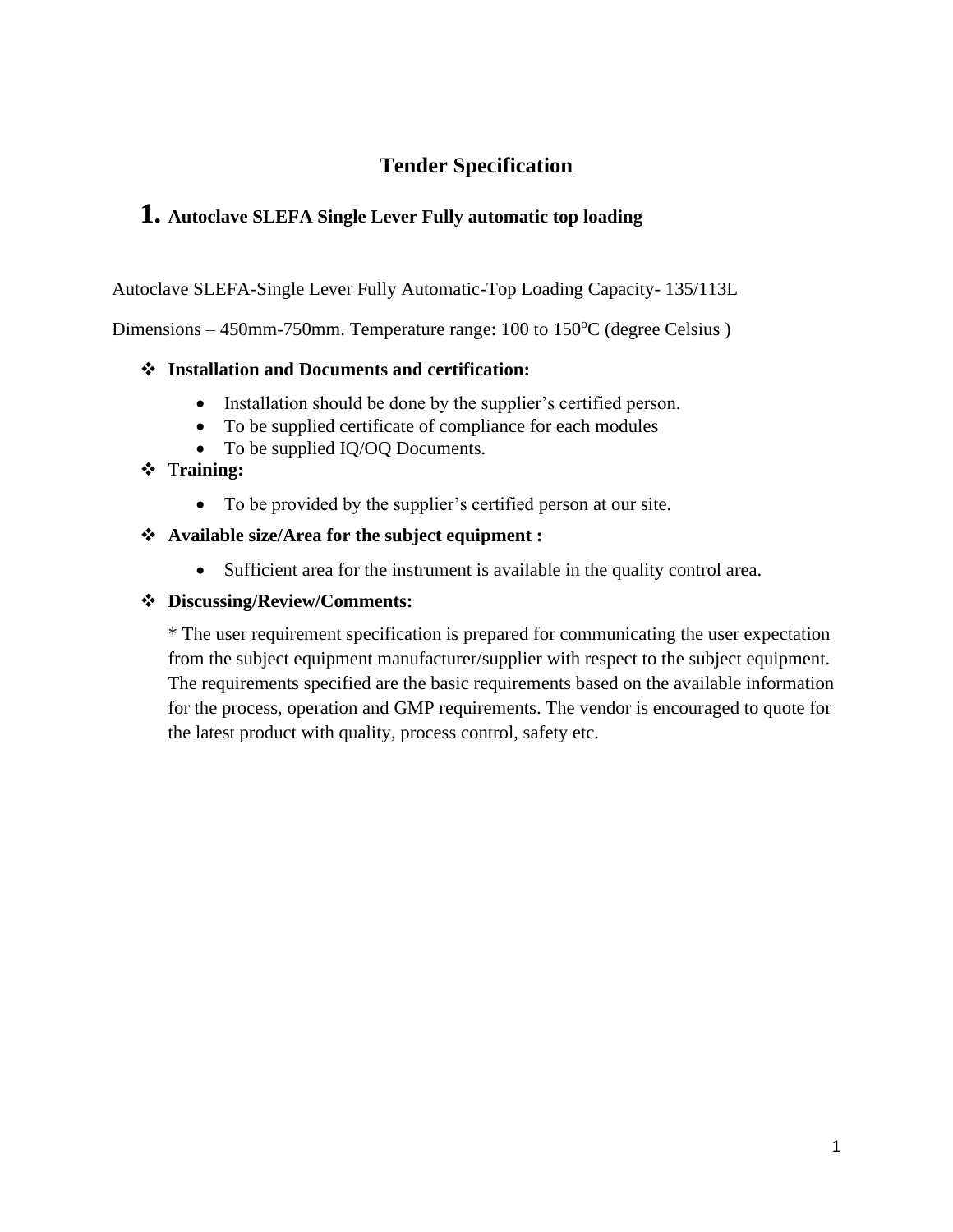# Tender Specification

## 1. Autoclave SLEFA Single Lever Fully automatic top loading

Autoclave SLEFA-Single Lever Fully Automatic-Top Loading Capacity- 135/113L

Dimensions – 450mm-750mm. Temperature range: 100 to 150$^{o}$C (degree Celsius )

- **Installation and Documents and certification:**
  - Installation should be done by the supplier's certified person.
  - To be supplied certificate of compliance for each modules
  - To be supplied IQ/OQ Documents.
- **Training:**
  - To be provided by the supplier's certified person at our site.
- **Available size/Area for the subject equipment :**
  - Sufficient area for the instrument is available in the quality control area.
- **Discussing/Review/Comments:**

  * The user requirement specification is prepared for communicating the user expectation from the subject equipment manufacturer/supplier with respect to the subject equipment. The requirements specified are the basic requirements based on the available information for the process, operation and GMP requirements. The vendor is encouraged to quote for the latest product with quality, process control, safety etc.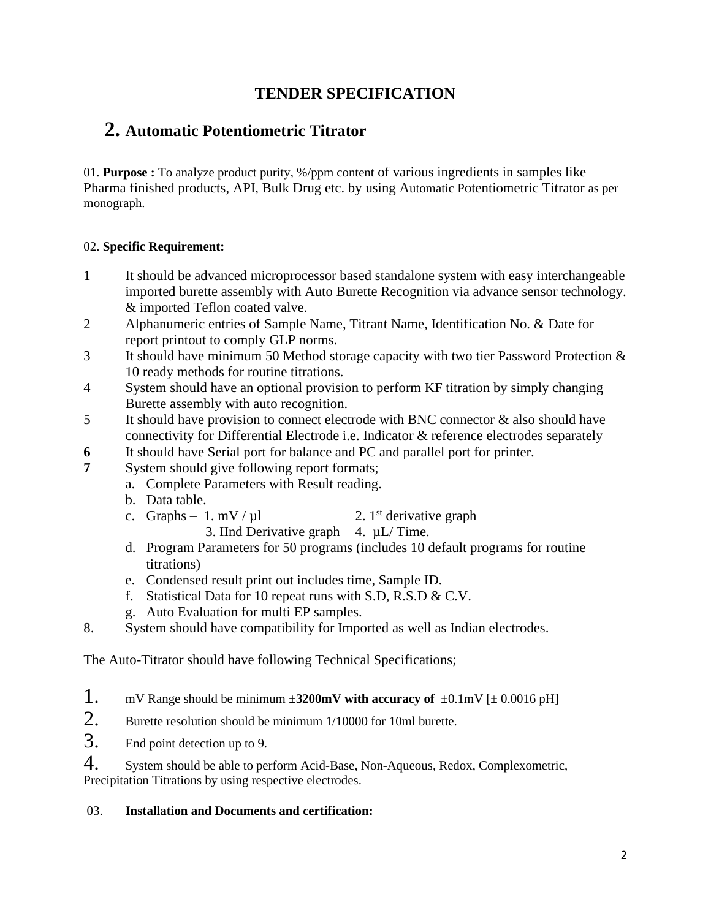# TENDER SPECIFICATION

## 2. Automatic Potentiometric Titrator

01. **Purpose :** To analyze product purity, %/ppm content of various ingredients in samples like Pharma finished products, API, Bulk Drug etc. by using Automatic Potentiometric Titrator as per monograph.

02. **Specific Requirement:**

1 It should be advanced microprocessor based standalone system with easy interchangeable imported burette assembly with Auto Burette Recognition via advance sensor technology. & imported Teflon coated valve.

2 Alphanumeric entries of Sample Name, Titrant Name, Identification No. & Date for report printout to comply GLP norms.

3 It should have minimum 50 Method storage capacity with two tier Password Protection & 10 ready methods for routine titrations.

4 System should have an optional provision to perform KF titration by simply changing Burette assembly with auto recognition.

5 It should have provision to connect electrode with BNC connector & also should have connectivity for Differential Electrode i.e. Indicator & reference electrodes separately

**6** It should have Serial port for balance and PC and parallel port for printer.

**7** System should give following report formats;

a. Complete Parameters with Result reading.
b. Data table.
c. Graphs – 1. mV / µl 2. 1st derivative graph 3. IInd Derivative graph 4. µL/ Time.
d. Program Parameters for 50 programs (includes 10 default programs for routine titrations)
e. Condensed result print out includes time, Sample ID.
f. Statistical Data for 10 repeat runs with S.D, R.S.D & C.V.
g. Auto Evaluation for multi EP samples.

8. System should have compatibility for Imported as well as Indian electrodes.

The Auto-Titrator should have following Technical Specifications;

1. mV Range should be minimum **±3200mV with accuracy of** ±0.1mV [± 0.0016 pH]
2. Burette resolution should be minimum 1/10000 for 10ml burette.
3. End point detection up to 9.
4. System should be able to perform Acid-Base, Non-Aqueous, Redox, Complexometric, Precipitation Titrations by using respective electrodes.

03. **Installation and Documents and certification:**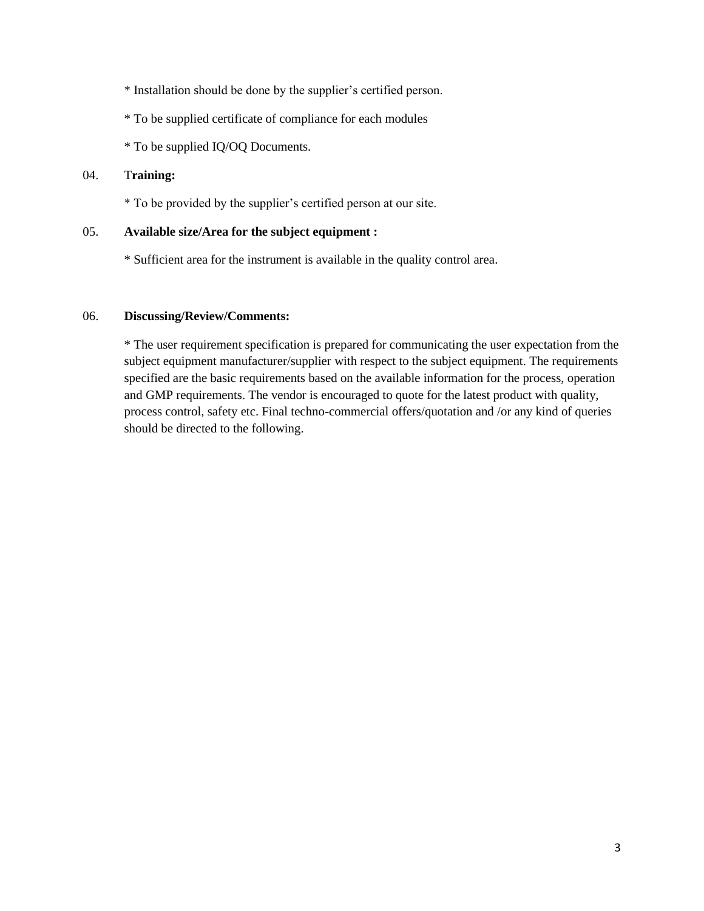* Installation should be done by the supplier's certified person.

* To be supplied certificate of compliance for each modules

* To be supplied IQ/OQ Documents.

04. **Training:**

* To be provided by the supplier's certified person at our site.

05. **Available size/Area for the subject equipment :**

* Sufficient area for the instrument is available in the quality control area.

06. **Discussing/Review/Comments:**

* The user requirement specification is prepared for communicating the user expectation from the subject equipment manufacturer/supplier with respect to the subject equipment. The requirements specified are the basic requirements based on the available information for the process, operation and GMP requirements. The vendor is encouraged to quote for the latest product with quality, process control, safety etc. Final techno-commercial offers/quotation and /or any kind of queries should be directed to the following.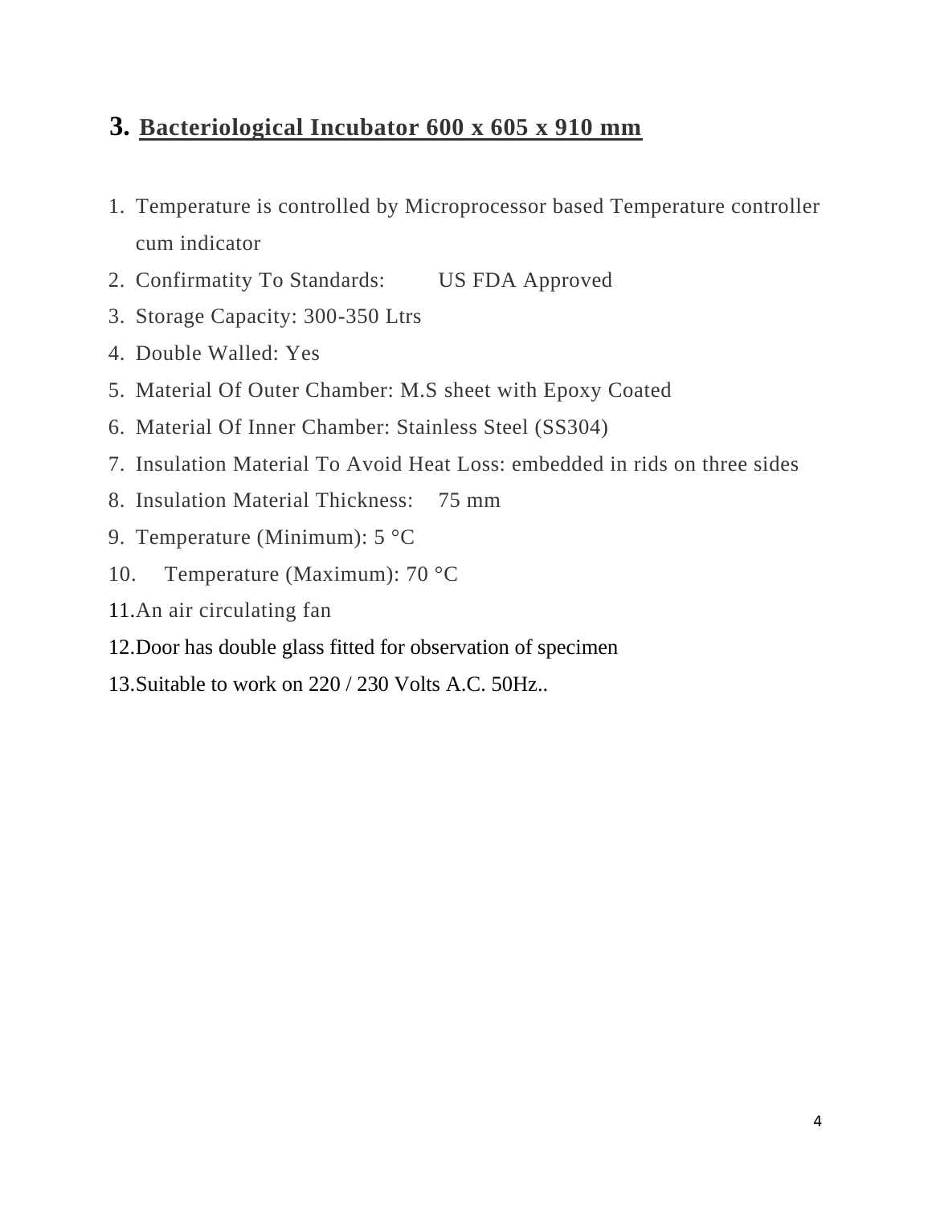## 3. Bacteriological Incubator 600 x 605 x 910 mm

1. Temperature is controlled by Microprocessor based Temperature controller cum indicator
2. Confirmatity To Standards: US FDA Approved
3. Storage Capacity: 300-350 Ltrs
4. Double Walled: Yes
5. Material Of Outer Chamber: M.S sheet with Epoxy Coated
6. Material Of Inner Chamber: Stainless Steel (SS304)
7. Insulation Material To Avoid Heat Loss: embedded in rids on three sides
8. Insulation Material Thickness: 75 mm
9. Temperature (Minimum): 5 °C
10. Temperature (Maximum): 70 °C
11. An air circulating fan
12. Door has double glass fitted for observation of specimen
13. Suitable to work on 220 / 230 Volts A.C. 50Hz..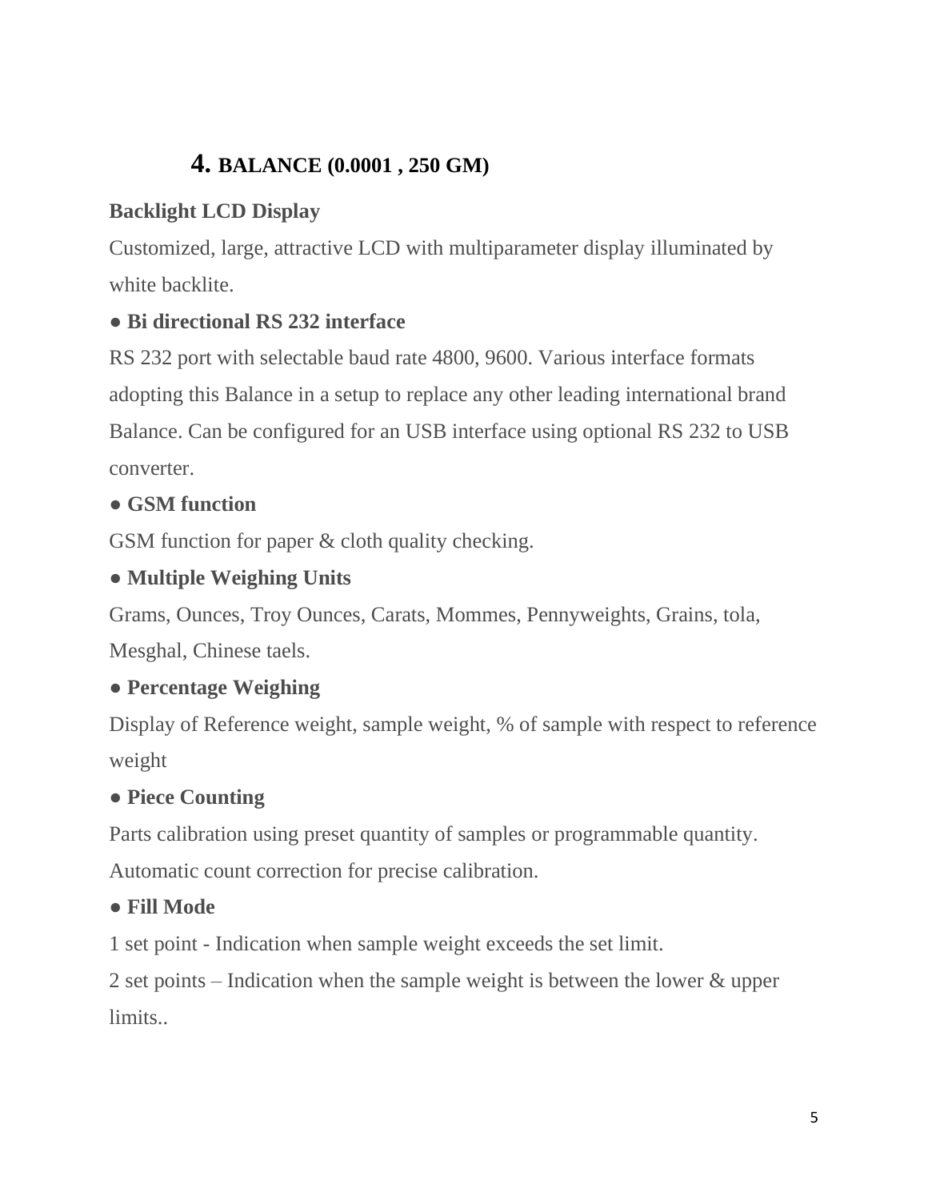## 4. BALANCE (0.0001 , 250 GM)

**Backlight LCD Display**

Customized, large, attractive LCD with multiparameter display illuminated by white backlite.

**● Bi directional RS 232 interface**

RS 232 port with selectable baud rate 4800, 9600. Various interface formats adopting this Balance in a setup to replace any other leading international brand Balance. Can be configured for an USB interface using optional RS 232 to USB converter.

**● GSM function**

GSM function for paper & cloth quality checking.

**● Multiple Weighing Units**

Grams, Ounces, Troy Ounces, Carats, Mommes, Pennyweights, Grains, tola, Mesghal, Chinese taels.

**● Percentage Weighing**

Display of Reference weight, sample weight, % of sample with respect to reference weight

**● Piece Counting**

Parts calibration using preset quantity of samples or programmable quantity. Automatic count correction for precise calibration.

**● Fill Mode**

1 set point - Indication when sample weight exceeds the set limit.

2 set points – Indication when the sample weight is between the lower & upper limits..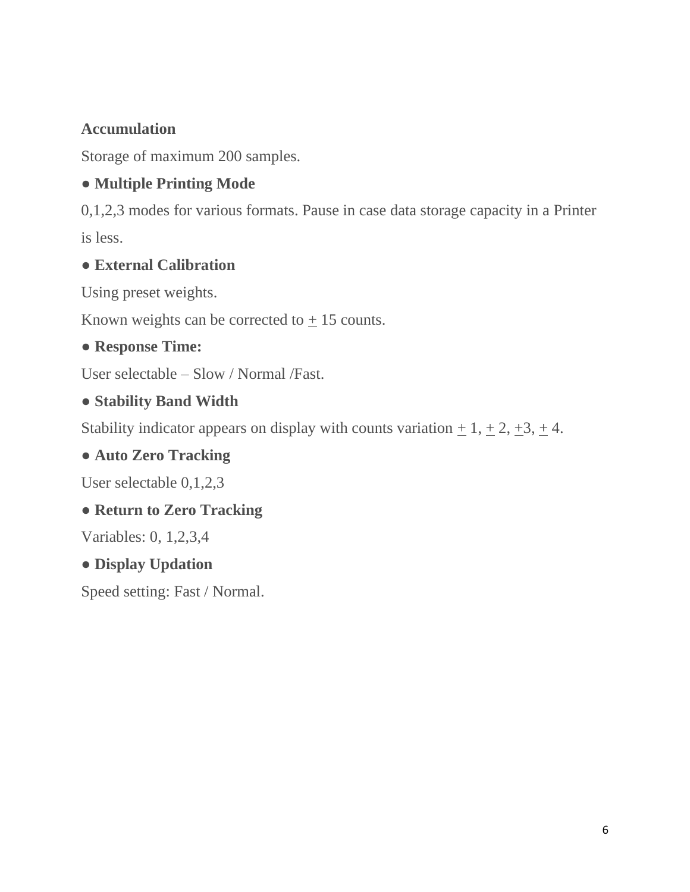**Accumulation**

Storage of maximum 200 samples.

● **Multiple Printing Mode**

0,1,2,3 modes for various formats. Pause in case data storage capacity in a Printer is less.

● **External Calibration**

Using preset weights.

Known weights can be corrected to ± 15 counts.

● **Response Time:**

User selectable – Slow / Normal /Fast.

● **Stability Band Width**

Stability indicator appears on display with counts variation ± 1, ± 2, ±3, ± 4.

● **Auto Zero Tracking**

User selectable 0,1,2,3

● **Return to Zero Tracking**

Variables: 0, 1,2,3,4

● **Display Updation**

Speed setting: Fast / Normal.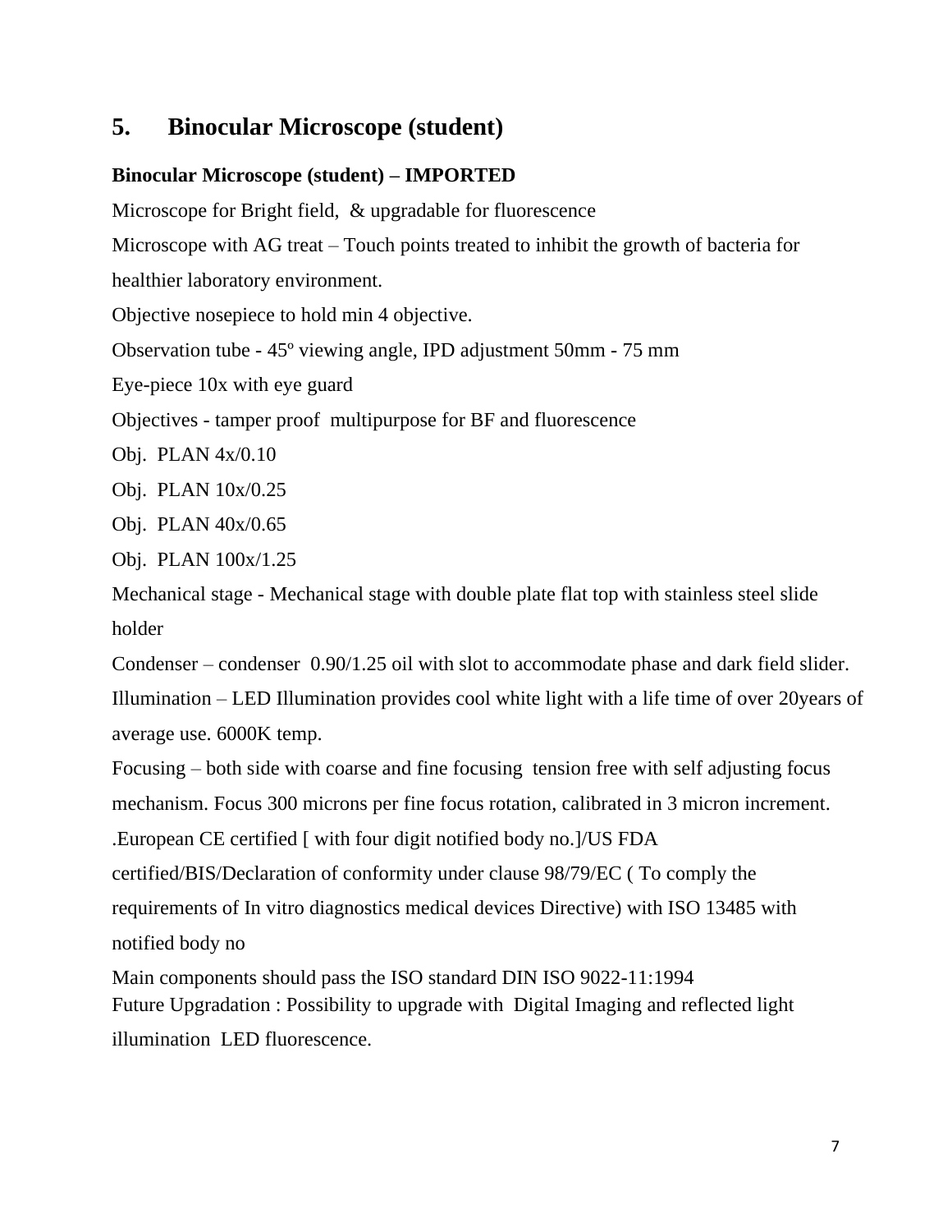## 5. Binocular Microscope (student)

**Binocular Microscope (student) – IMPORTED**

Microscope for Bright field,  & upgradable for fluorescence

Microscope with AG treat – Touch points treated to inhibit the growth of bacteria for healthier laboratory environment.

Objective nosepiece to hold min 4 objective.

Observation tube - 45º viewing angle, IPD adjustment 50mm - 75 mm

Eye-piece 10x with eye guard

Objectives - tamper proof  multipurpose for BF and fluorescence

Obj.  PLAN 4x/0.10

Obj.  PLAN 10x/0.25

Obj.  PLAN 40x/0.65

Obj.  PLAN 100x/1.25

Mechanical stage - Mechanical stage with double plate flat top with stainless steel slide holder

Condenser – condenser  0.90/1.25 oil with slot to accommodate phase and dark field slider.

Illumination – LED Illumination provides cool white light with a life time of over 20years of average use. 6000K temp.

Focusing – both side with coarse and fine focusing  tension free with self adjusting focus mechanism. Focus 300 microns per fine focus rotation, calibrated in 3 micron increment.

.European CE certified [ with four digit notified body no.]/US FDA certified/BIS/Declaration of conformity under clause 98/79/EC ( To comply the requirements of In vitro diagnostics medical devices Directive) with ISO 13485 with notified body no

Main components should pass the ISO standard DIN ISO 9022-11:1994

Future Upgradation : Possibility to upgrade with  Digital Imaging and reflected light illumination  LED fluorescence.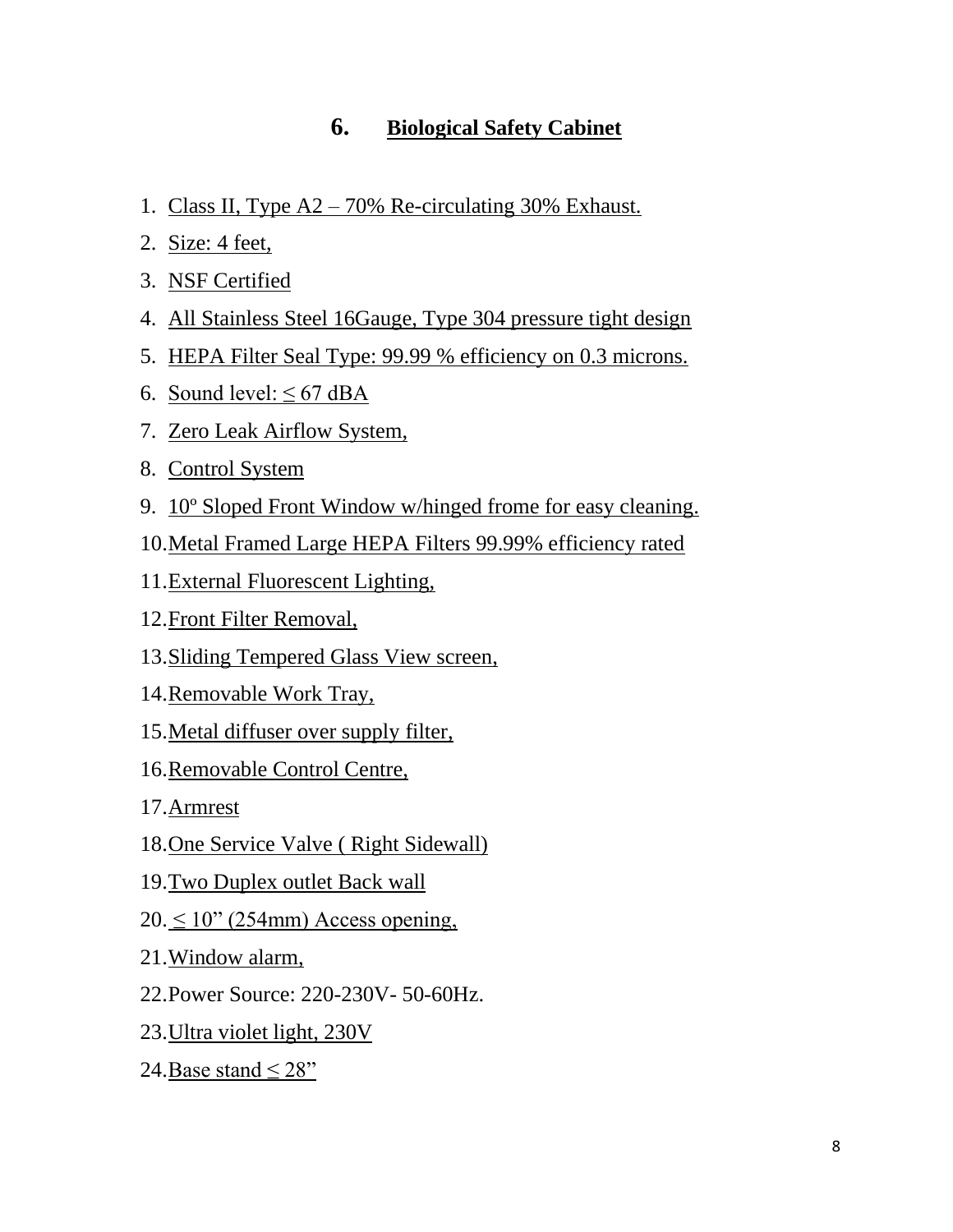## 6. Biological Safety Cabinet

1. Class II, Type A2 – 70% Re-circulating 30% Exhaust.
2. Size: 4 feet,
3. NSF Certified
4. All Stainless Steel 16Gauge, Type 304 pressure tight design
5. HEPA Filter Seal Type: 99.99 % efficiency on 0.3 microns.
6. Sound level: ≤ 67 dBA
7. Zero Leak Airflow System,
8. Control System
9. 10º Sloped Front Window w/hinged frome for easy cleaning.
10. Metal Framed Large HEPA Filters 99.99% efficiency rated
11. External Fluorescent Lighting,
12. Front Filter Removal,
13. Sliding Tempered Glass View screen,
14. Removable Work Tray,
15. Metal diffuser over supply filter,
16. Removable Control Centre,
17. Armrest
18. One Service Valve ( Right Sidewall)
19. Two Duplex outlet Back wall
20. ≤ 10" (254mm) Access opening,
21. Window alarm,
22. Power Source: 220-230V- 50-60Hz.
23. Ultra violet light, 230V
24. Base stand ≤ 28"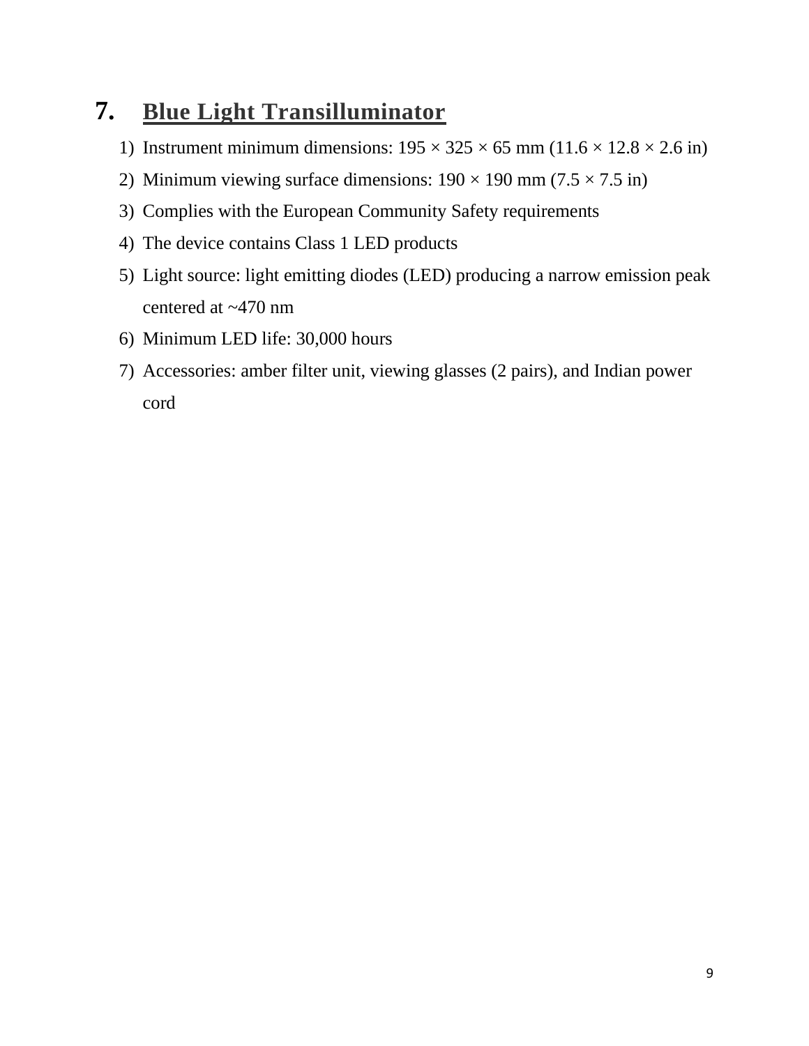## 7. Blue Light Transilluminator

1) Instrument minimum dimensions: 195 × 325 × 65 mm (11.6 × 12.8 × 2.6 in)
2) Minimum viewing surface dimensions: 190 × 190 mm (7.5 × 7.5 in)
3) Complies with the European Community Safety requirements
4) The device contains Class 1 LED products
5) Light source: light emitting diodes (LED) producing a narrow emission peak centered at ~470 nm
6) Minimum LED life: 30,000 hours
7) Accessories: amber filter unit, viewing glasses (2 pairs), and Indian power cord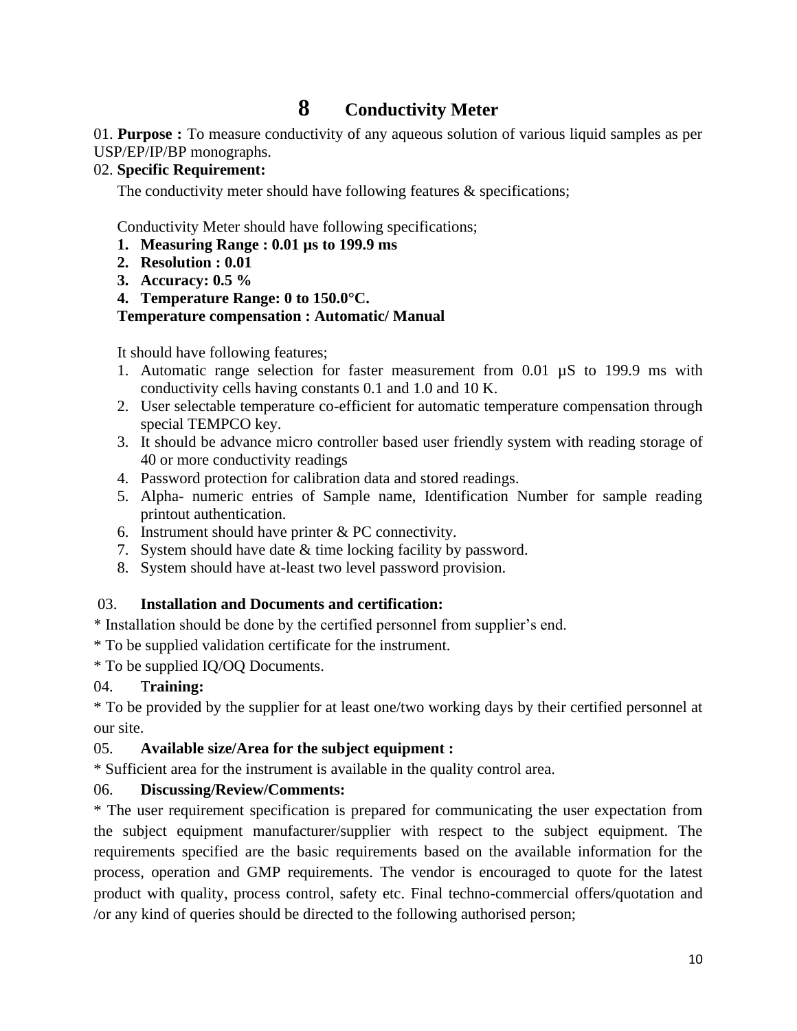# 8 Conductivity Meter

01. **Purpose :** To measure conductivity of any aqueous solution of various liquid samples as per USP/EP/IP/BP monographs.

02. **Specific Requirement:**

The conductivity meter should have following features & specifications;

Conductivity Meter should have following specifications;

1. **Measuring Range : 0.01 µs to 199.9 ms**
2. **Resolution : 0.01**
3. **Accuracy: 0.5 %**
4. **Temperature Range: 0 to 150.0°C.**

**Temperature compensation : Automatic/ Manual**

It should have following features;

1. Automatic range selection for faster measurement from 0.01 µS to 199.9 ms with conductivity cells having constants 0.1 and 1.0 and 10 K.
2. User selectable temperature co-efficient for automatic temperature compensation through special TEMPCO key.
3. It should be advance micro controller based user friendly system with reading storage of 40 or more conductivity readings
4. Password protection for calibration data and stored readings.
5. Alpha- numeric entries of Sample name, Identification Number for sample reading printout authentication.
6. Instrument should have printer & PC connectivity.
7. System should have date & time locking facility by password.
8. System should have at-least two level password provision.

03. **Installation and Documents and certification:**

* Installation should be done by the certified personnel from supplier's end.

* To be supplied validation certificate for the instrument.

* To be supplied IQ/OQ Documents.

04. T**raining:**

* To be provided by the supplier for at least one/two working days by their certified personnel at our site.

05. **Available size/Area for the subject equipment :**

* Sufficient area for the instrument is available in the quality control area.

06. **Discussing/Review/Comments:**

* The user requirement specification is prepared for communicating the user expectation from the subject equipment manufacturer/supplier with respect to the subject equipment. The requirements specified are the basic requirements based on the available information for the process, operation and GMP requirements. The vendor is encouraged to quote for the latest product with quality, process control, safety etc. Final techno-commercial offers/quotation and /or any kind of queries should be directed to the following authorised person;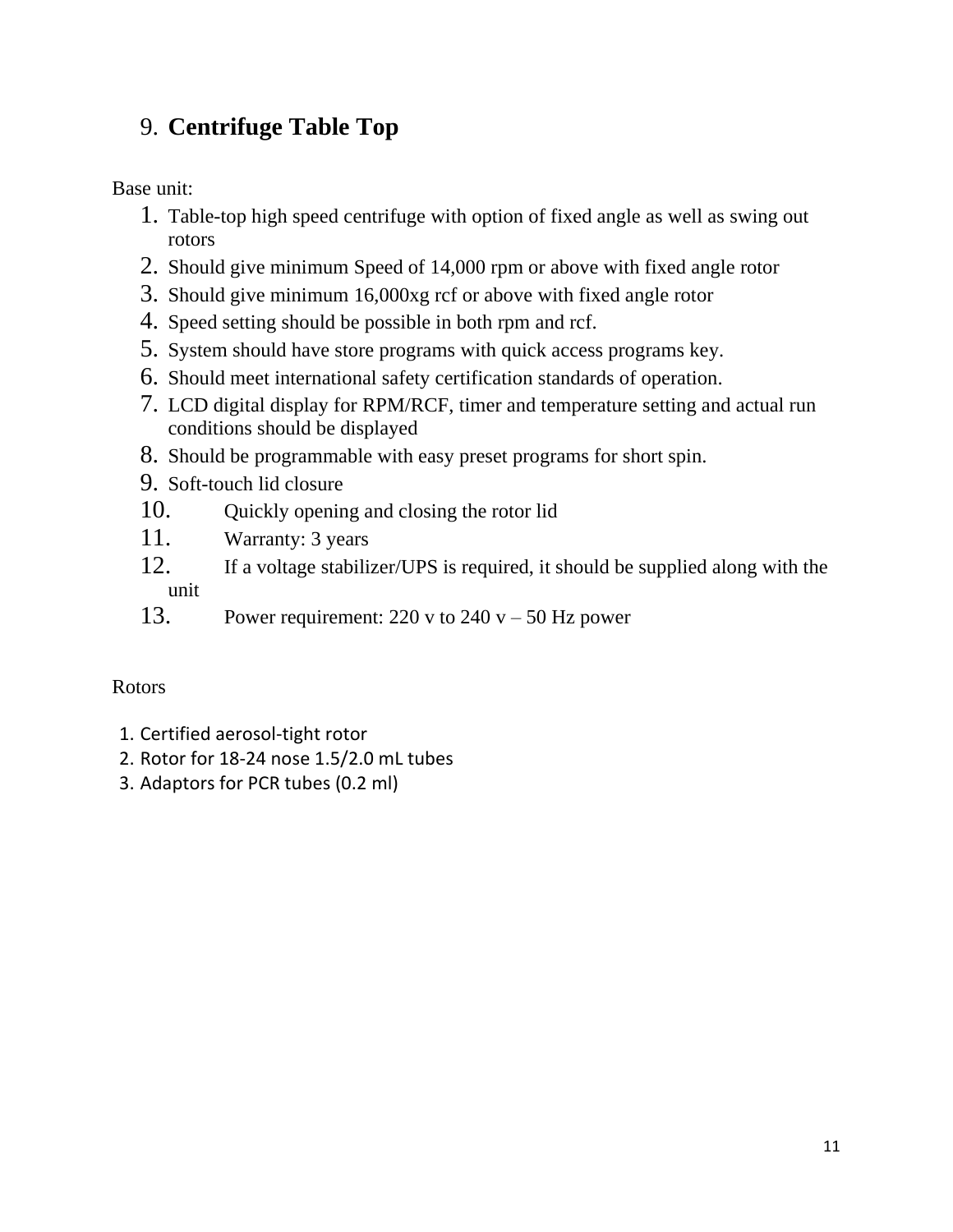## 9. **Centrifuge Table Top**

Base unit:

1. Table-top high speed centrifuge with option of fixed angle as well as swing out rotors
2. Should give minimum Speed of 14,000 rpm or above with fixed angle rotor
3. Should give minimum 16,000xg rcf or above with fixed angle rotor
4. Speed setting should be possible in both rpm and rcf.
5. System should have store programs with quick access programs key.
6. Should meet international safety certification standards of operation.
7. LCD digital display for RPM/RCF, timer and temperature setting and actual run conditions should be displayed
8. Should be programmable with easy preset programs for short spin.
9. Soft-touch lid closure
10. Quickly opening and closing the rotor lid
11. Warranty: 3 years
12. If a voltage stabilizer/UPS is required, it should be supplied along with the unit
13. Power requirement: 220 v to 240 v – 50 Hz power

Rotors

1. Certified aerosol-tight rotor
2. Rotor for 18-24 nose 1.5/2.0 mL tubes
3. Adaptors for PCR tubes (0.2 ml)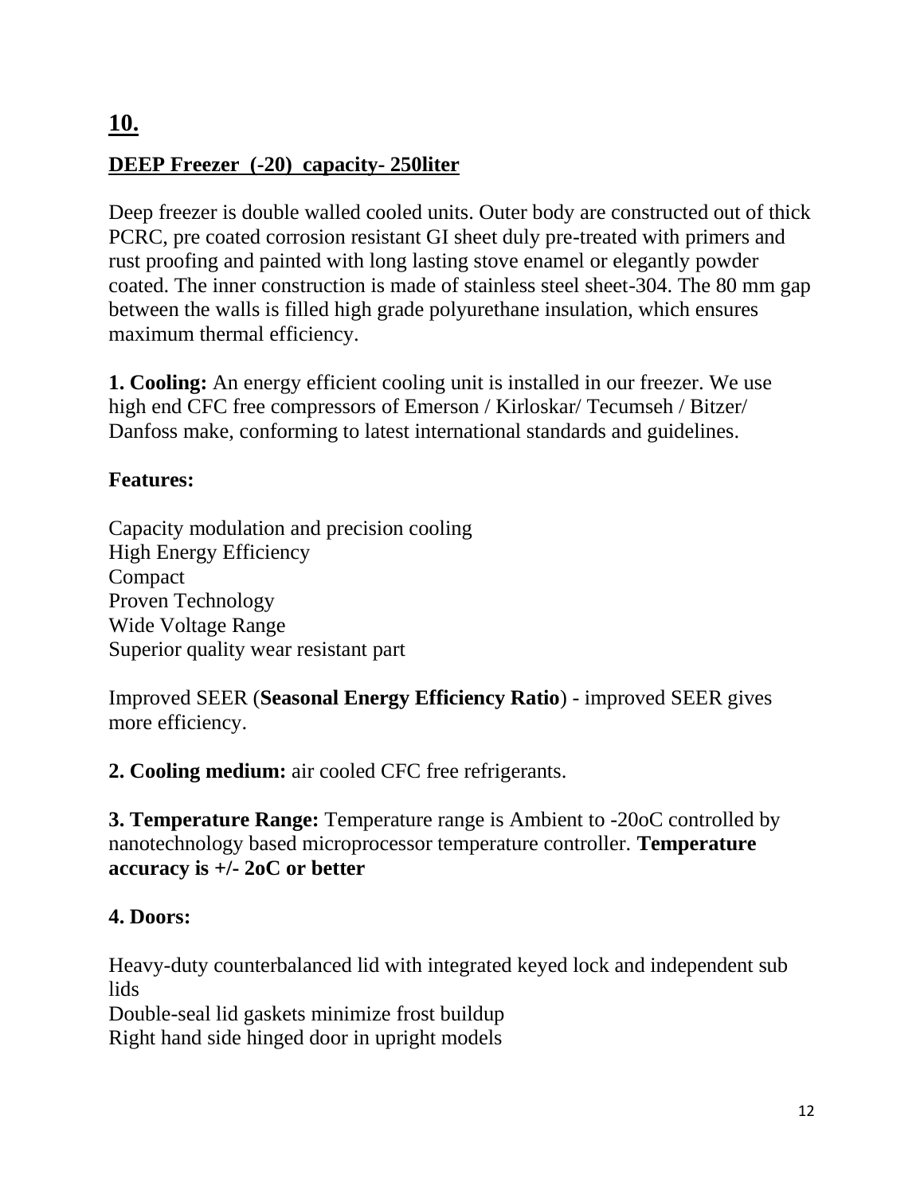## 10.

### DEEP Freezer (-20) capacity- 250liter

Deep freezer is double walled cooled units. Outer body are constructed out of thick PCRC, pre coated corrosion resistant GI sheet duly pre-treated with primers and rust proofing and painted with long lasting stove enamel or elegantly powder coated. The inner construction is made of stainless steel sheet-304. The 80 mm gap between the walls is filled high grade polyurethane insulation, which ensures maximum thermal efficiency.

**1. Cooling:** An energy efficient cooling unit is installed in our freezer. We use high end CFC free compressors of Emerson / Kirloskar/ Tecumseh / Bitzer/ Danfoss make, conforming to latest international standards and guidelines.

**Features:**

Capacity modulation and precision cooling
High Energy Efficiency
Compact
Proven Technology
Wide Voltage Range
Superior quality wear resistant part

Improved SEER (**Seasonal Energy Efficiency Ratio**) - improved SEER gives more efficiency.

**2. Cooling medium:** air cooled CFC free refrigerants.

**3. Temperature Range:** Temperature range is Ambient to -20oC controlled by nanotechnology based microprocessor temperature controller. **Temperature accuracy is +/- 2oC or better**

**4. Doors:**

Heavy-duty counterbalanced lid with integrated keyed lock and independent sub lids
Double-seal lid gaskets minimize frost buildup
Right hand side hinged door in upright models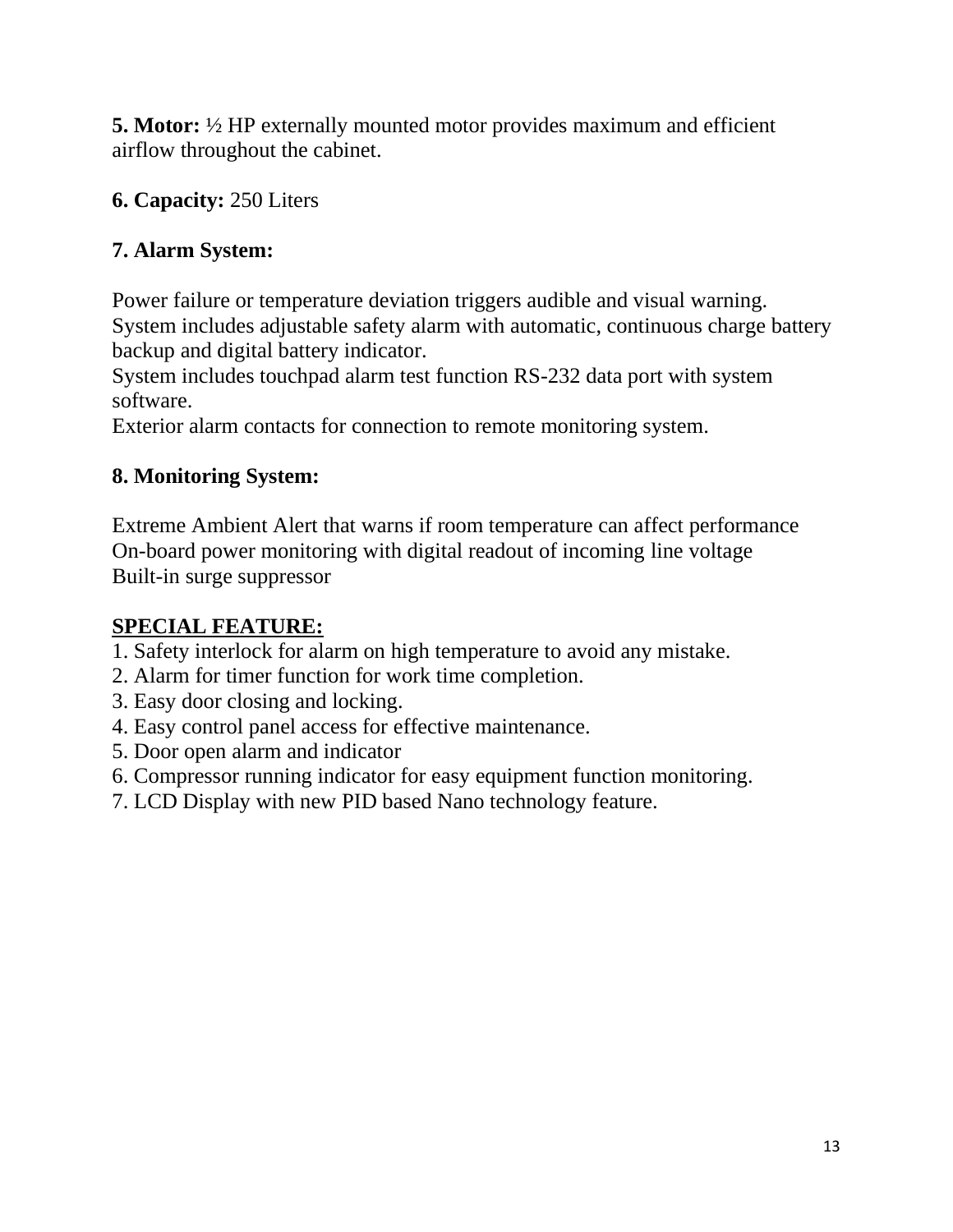**5. Motor:** ½ HP externally mounted motor provides maximum and efficient airflow throughout the cabinet.

**6. Capacity:** 250 Liters

**7. Alarm System:**

Power failure or temperature deviation triggers audible and visual warning.
System includes adjustable safety alarm with automatic, continuous charge battery backup and digital battery indicator.
System includes touchpad alarm test function RS-232 data port with system software.
Exterior alarm contacts for connection to remote monitoring system.

**8. Monitoring System:**

Extreme Ambient Alert that warns if room temperature can affect performance
On-board power monitoring with digital readout of incoming line voltage
Built-in surge suppressor

**SPECIAL FEATURE:**

1. Safety interlock for alarm on high temperature to avoid any mistake.
2. Alarm for timer function for work time completion.
3. Easy door closing and locking.
4. Easy control panel access for effective maintenance.
5. Door open alarm and indicator
6. Compressor running indicator for easy equipment function monitoring.
7. LCD Display with new PID based Nano technology feature.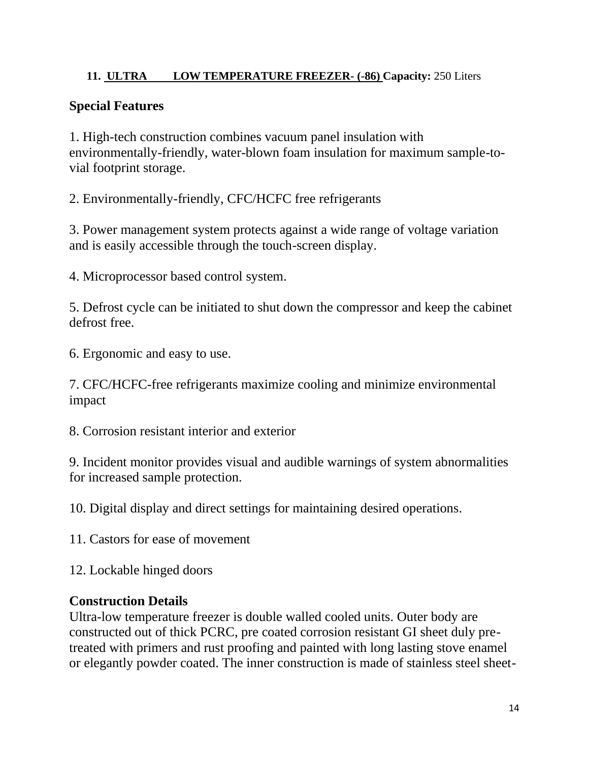**11. ULTRA LOW TEMPERATURE FREEZER- (-86) Capacity:** 250 Liters

### Special Features

1. High-tech construction combines vacuum panel insulation with environmentally-friendly, water-blown foam insulation for maximum sample-to-vial footprint storage.

2. Environmentally-friendly, CFC/HCFC free refrigerants

3. Power management system protects against a wide range of voltage variation and is easily accessible through the touch-screen display.

4. Microprocessor based control system.

5. Defrost cycle can be initiated to shut down the compressor and keep the cabinet defrost free.

6. Ergonomic and easy to use.

7. CFC/HCFC-free refrigerants maximize cooling and minimize environmental impact

8. Corrosion resistant interior and exterior

9. Incident monitor provides visual and audible warnings of system abnormalities for increased sample protection.

10. Digital display and direct settings for maintaining desired operations.

11. Castors for ease of movement

12. Lockable hinged doors

### Construction Details

Ultra-low temperature freezer is double walled cooled units. Outer body are constructed out of thick PCRC, pre coated corrosion resistant GI sheet duly pre-treated with primers and rust proofing and painted with long lasting stove enamel or elegantly powder coated. The inner construction is made of stainless steel sheet-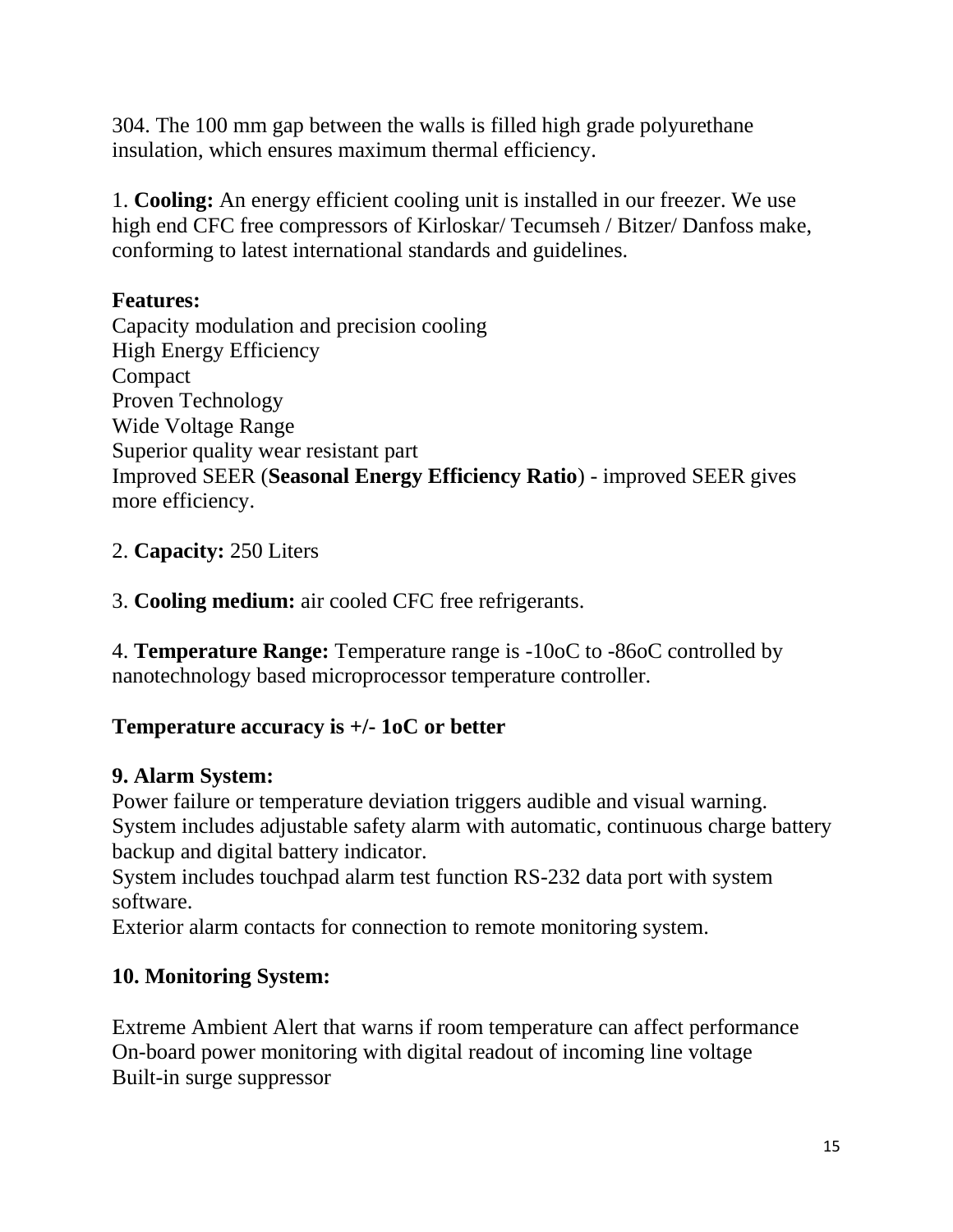304. The 100 mm gap between the walls is filled high grade polyurethane insulation, which ensures maximum thermal efficiency.

1. **Cooling:** An energy efficient cooling unit is installed in our freezer. We use high end CFC free compressors of Kirloskar/ Tecumseh / Bitzer/ Danfoss make, conforming to latest international standards and guidelines.

**Features:**

Capacity modulation and precision cooling
High Energy Efficiency
Compact
Proven Technology
Wide Voltage Range
Superior quality wear resistant part
Improved SEER (**Seasonal Energy Efficiency Ratio**) - improved SEER gives more efficiency.

2. **Capacity:** 250 Liters

3. **Cooling medium:** air cooled CFC free refrigerants.

4. **Temperature Range:** Temperature range is -10oC to -86oC controlled by nanotechnology based microprocessor temperature controller.

**Temperature accuracy is +/- 1oC or better**

**9. Alarm System:**

Power failure or temperature deviation triggers audible and visual warning.
System includes adjustable safety alarm with automatic, continuous charge battery backup and digital battery indicator.
System includes touchpad alarm test function RS-232 data port with system software.
Exterior alarm contacts for connection to remote monitoring system.

**10. Monitoring System:**

Extreme Ambient Alert that warns if room temperature can affect performance
On-board power monitoring with digital readout of incoming line voltage
Built-in surge suppressor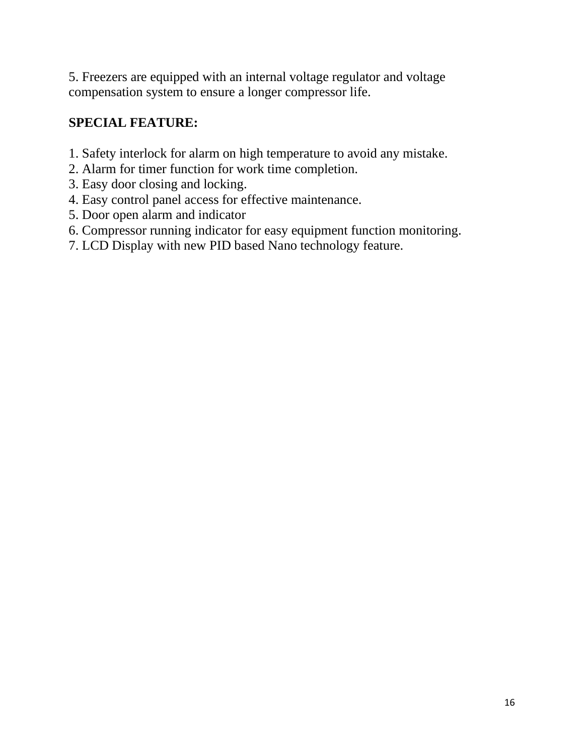5. Freezers are equipped with an internal voltage regulator and voltage compensation system to ensure a longer compressor life.

**SPECIAL FEATURE:**

1. Safety interlock for alarm on high temperature to avoid any mistake.
2. Alarm for timer function for work time completion.
3. Easy door closing and locking.
4. Easy control panel access for effective maintenance.
5. Door open alarm and indicator
6. Compressor running indicator for easy equipment function monitoring.
7. LCD Display with new PID based Nano technology feature.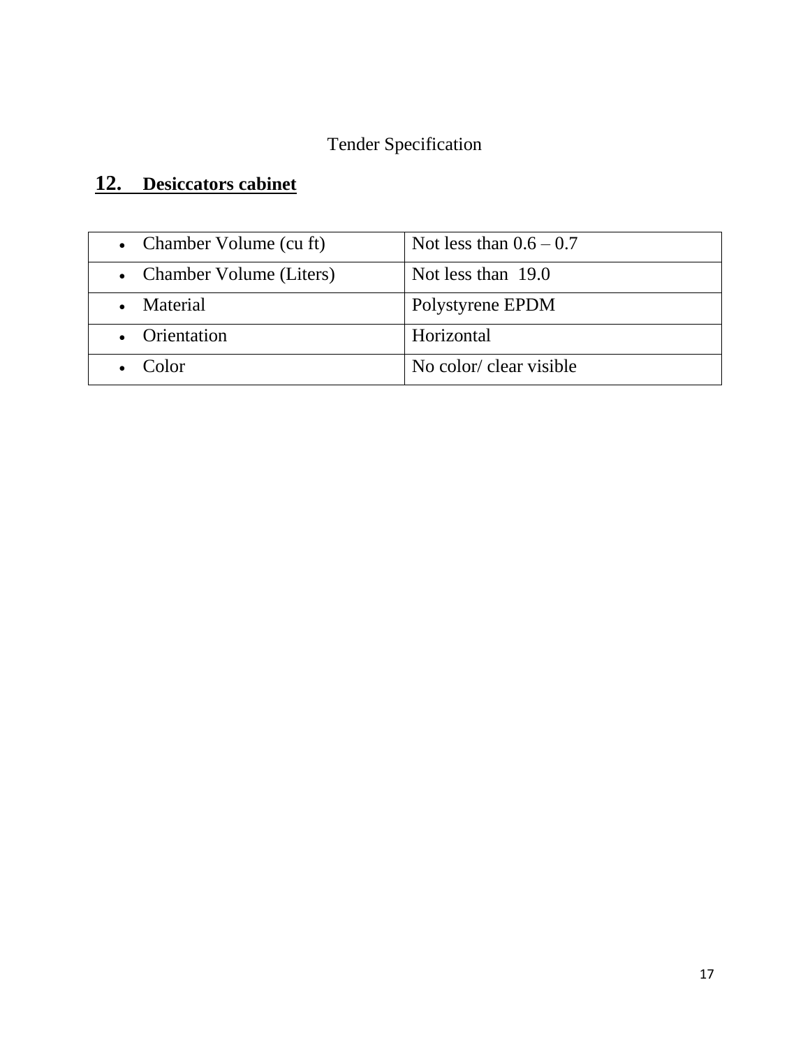Tender Specification

## 12. Desiccators cabinet

| | |
|---|---|
| • Chamber Volume (cu ft) | Not less than 0.6 – 0.7 |
| • Chamber Volume (Liters) | Not less than 19.0 |
| • Material | Polystyrene EPDM |
| • Orientation | Horizontal |
| • Color | No color/ clear visible |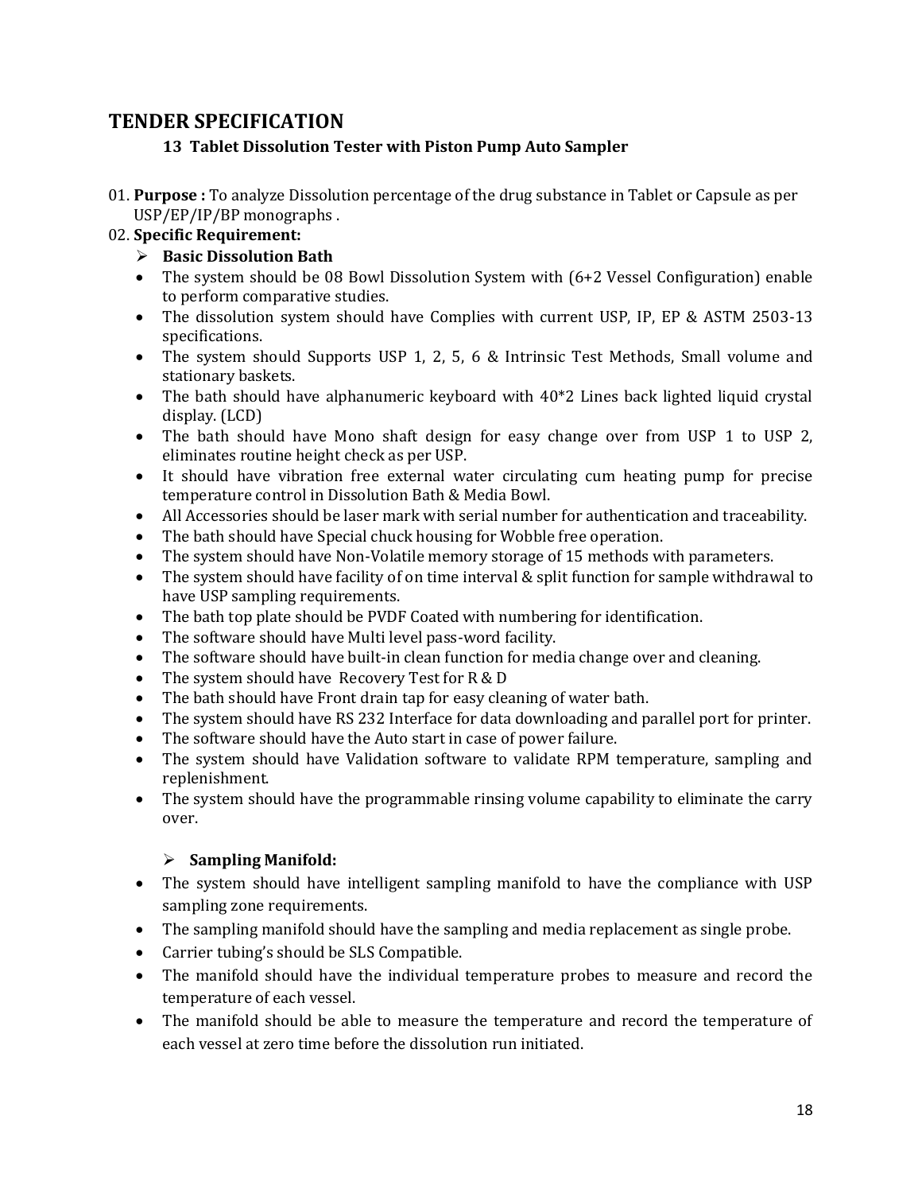# TENDER SPECIFICATION

### 13 Tablet Dissolution Tester with Piston Pump Auto Sampler

01. **Purpose :** To analyze Dissolution percentage of the drug substance in Tablet or Capsule as per USP/EP/IP/BP monographs .

02. **Specific Requirement:**

➢ **Basic Dissolution Bath**

- The system should be 08 Bowl Dissolution System with (6+2 Vessel Configuration) enable to perform comparative studies.
- The dissolution system should have Complies with current USP, IP, EP & ASTM 2503-13 specifications.
- The system should Supports USP 1, 2, 5, 6 & Intrinsic Test Methods, Small volume and stationary baskets.
- The bath should have alphanumeric keyboard with 40*2 Lines back lighted liquid crystal display. (LCD)
- The bath should have Mono shaft design for easy change over from USP 1 to USP 2, eliminates routine height check as per USP.
- It should have vibration free external water circulating cum heating pump for precise temperature control in Dissolution Bath & Media Bowl.
- All Accessories should be laser mark with serial number for authentication and traceability.
- The bath should have Special chuck housing for Wobble free operation.
- The system should have Non-Volatile memory storage of 15 methods with parameters.
- The system should have facility of on time interval & split function for sample withdrawal to have USP sampling requirements.
- The bath top plate should be PVDF Coated with numbering for identification.
- The software should have Multi level pass-word facility.
- The software should have built-in clean function for media change over and cleaning.
- The system should have Recovery Test for R & D
- The bath should have Front drain tap for easy cleaning of water bath.
- The system should have RS 232 Interface for data downloading and parallel port for printer.
- The software should have the Auto start in case of power failure.
- The system should have Validation software to validate RPM temperature, sampling and replenishment.
- The system should have the programmable rinsing volume capability to eliminate the carry over.

➢ **Sampling Manifold:**

- The system should have intelligent sampling manifold to have the compliance with USP sampling zone requirements.
- The sampling manifold should have the sampling and media replacement as single probe.
- Carrier tubing's should be SLS Compatible.
- The manifold should have the individual temperature probes to measure and record the temperature of each vessel.
- The manifold should be able to measure the temperature and record the temperature of each vessel at zero time before the dissolution run initiated.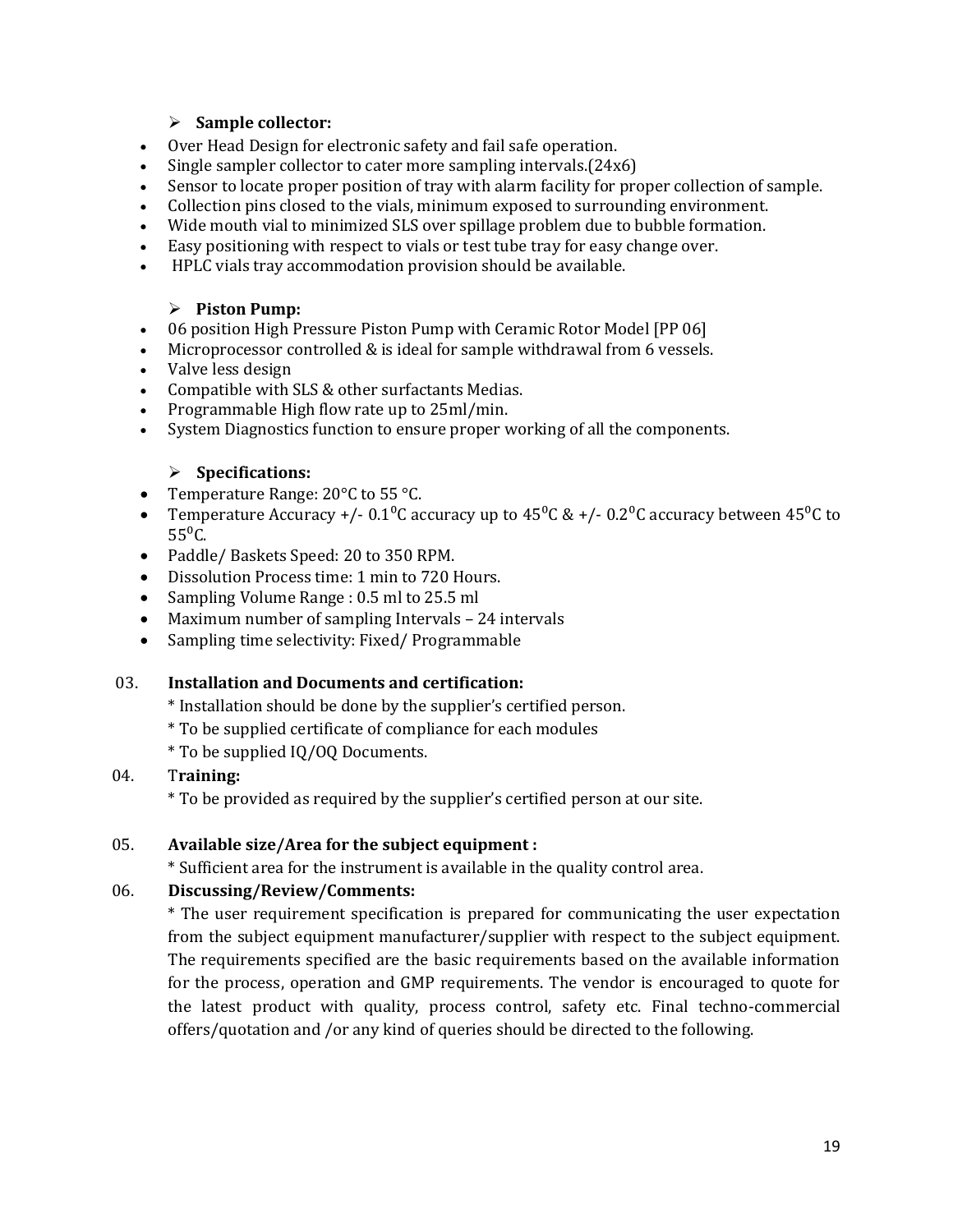- ➢ **Sample collector:**

- Over Head Design for electronic safety and fail safe operation.
- Single sampler collector to cater more sampling intervals.(24x6)
- Sensor to locate proper position of tray with alarm facility for proper collection of sample.
- Collection pins closed to the vials, minimum exposed to surrounding environment.
- Wide mouth vial to minimized SLS over spillage problem due to bubble formation.
- Easy positioning with respect to vials or test tube tray for easy change over.
- HPLC vials tray accommodation provision should be available.

- ➢ **Piston Pump:**

- 06 position High Pressure Piston Pump with Ceramic Rotor Model [PP 06]
- Microprocessor controlled & is ideal for sample withdrawal from 6 vessels.
- Valve less design
- Compatible with SLS & other surfactants Medias.
- Programmable High flow rate up to 25ml/min.
- System Diagnostics function to ensure proper working of all the components.

- ➢ **Specifications:**

- Temperature Range: 20°C to 55 °C.
- Temperature Accuracy +/- 0.1$^0$C accuracy up to 45$^0$C & +/- 0.2$^0$C accuracy between 45$^0$C to 55$^0$C.
- Paddle/ Baskets Speed: 20 to 350 RPM.
- Dissolution Process time: 1 min to 720 Hours.
- Sampling Volume Range : 0.5 ml to 25.5 ml
- Maximum number of sampling Intervals – 24 intervals
- Sampling time selectivity: Fixed/ Programmable

03. **Installation and Documents and certification:**

   * Installation should be done by the supplier's certified person.

   * To be supplied certificate of compliance for each modules

   * To be supplied IQ/OQ Documents.

04. T**raining:**

   * To be provided as required by the supplier's certified person at our site.

05. **Available size/Area for the subject equipment :**

   * Sufficient area for the instrument is available in the quality control area.

06. **Discussing/Review/Comments:**

   * The user requirement specification is prepared for communicating the user expectation from the subject equipment manufacturer/supplier with respect to the subject equipment. The requirements specified are the basic requirements based on the available information for the process, operation and GMP requirements. The vendor is encouraged to quote for the latest product with quality, process control, safety etc. Final techno-commercial offers/quotation and /or any kind of queries should be directed to the following.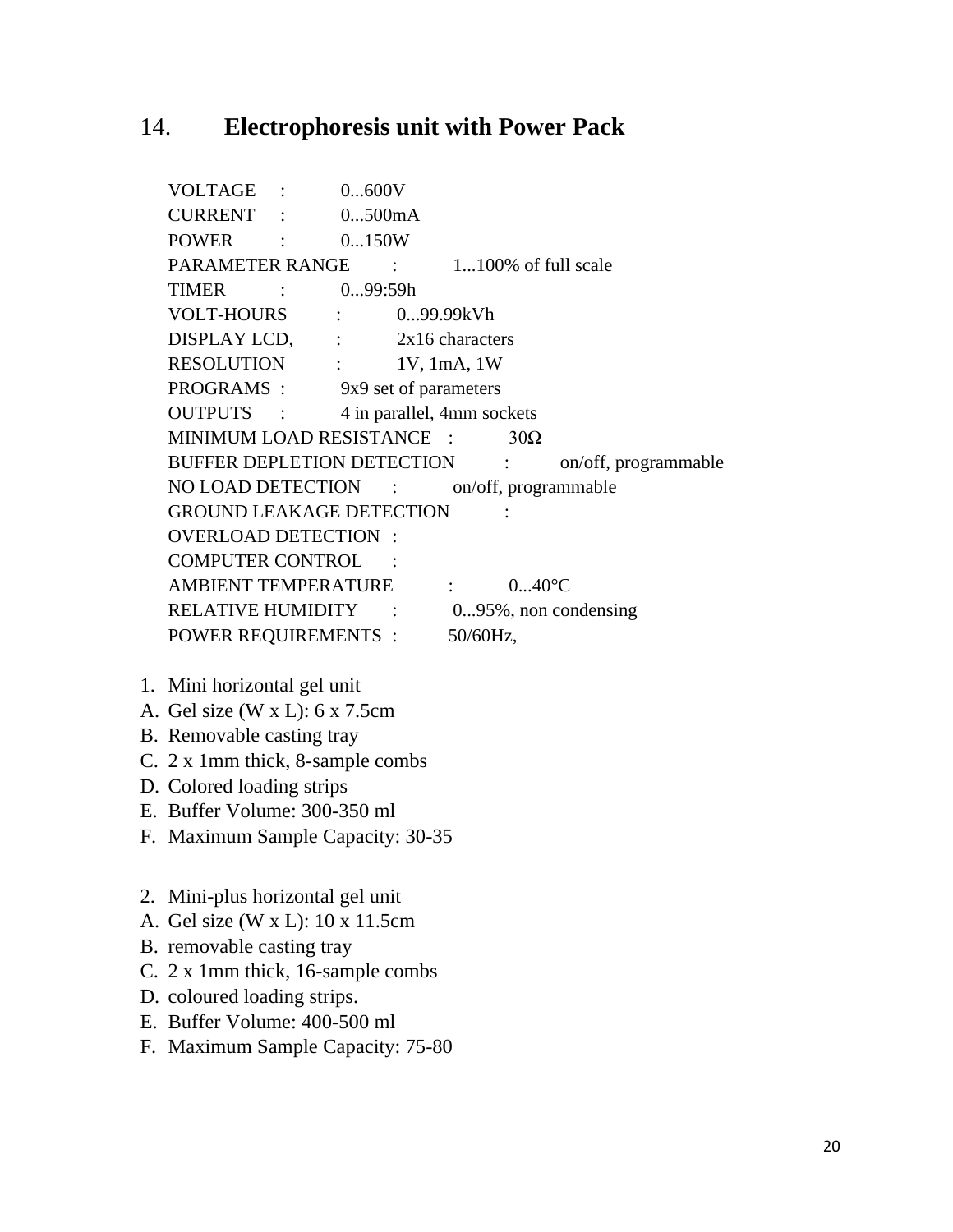## 14. **Electrophoresis unit with Power Pack**

VOLTAGE : 0...600V
CURRENT : 0...500mA
POWER : 0...150W
PARAMETER RANGE : 1...100% of full scale
TIMER : 0...99:59h
VOLT-HOURS : 0...99.99kVh
DISPLAY LCD, : 2x16 characters
RESOLUTION : 1V, 1mA, 1W
PROGRAMS : 9x9 set of parameters
OUTPUTS : 4 in parallel, 4mm sockets
MINIMUM LOAD RESISTANCE : 30Ω
BUFFER DEPLETION DETECTION : on/off, programmable
NO LOAD DETECTION : on/off, programmable
GROUND LEAKAGE DETECTION :
OVERLOAD DETECTION :
COMPUTER CONTROL :
AMBIENT TEMPERATURE : 0...40°C
RELATIVE HUMIDITY : 0...95%, non condensing
POWER REQUIREMENTS : 50/60Hz,

1. Mini horizontal gel unit

A. Gel size (W x L): 6 x 7.5cm
B. Removable casting tray
C. 2 x 1mm thick, 8-sample combs
D. Colored loading strips
E. Buffer Volume: 300-350 ml
F. Maximum Sample Capacity: 30-35

2. Mini-plus horizontal gel unit

A. Gel size (W x L): 10 x 11.5cm
B. removable casting tray
C. 2 x 1mm thick, 16-sample combs
D. coloured loading strips.
E. Buffer Volume: 400-500 ml
F. Maximum Sample Capacity: 75-80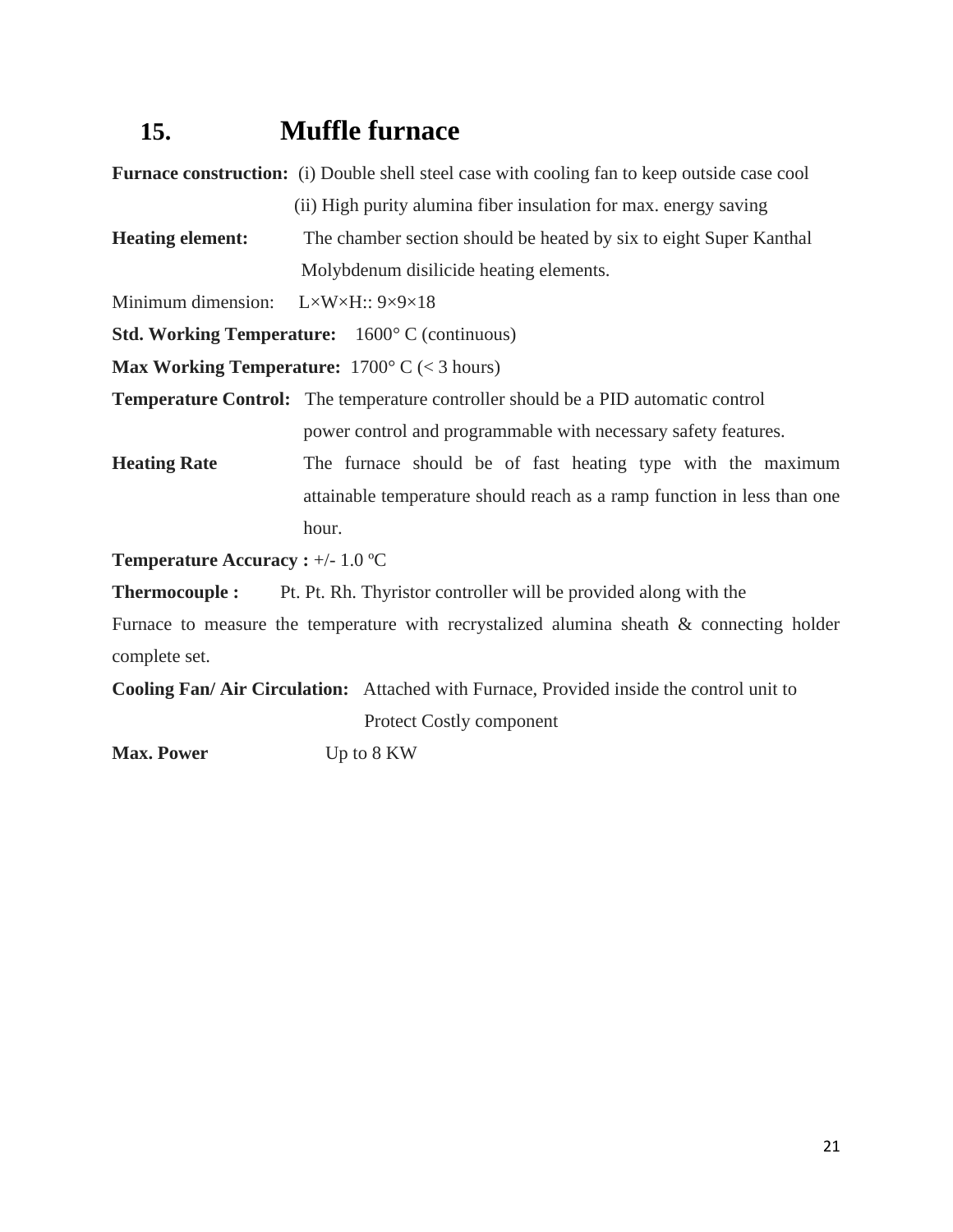## 15. Muffle furnace

**Furnace construction:** (i) Double shell steel case with cooling fan to keep outside case cool
(ii) High purity alumina fiber insulation for max. energy saving

**Heating element:** The chamber section should be heated by six to eight Super Kanthal Molybdenum disilicide heating elements.

Minimum dimension: L×W×H:: 9×9×18

**Std. Working Temperature:** 1600° C (continuous)

**Max Working Temperature:** 1700° C (< 3 hours)

**Temperature Control:** The temperature controller should be a PID automatic control power control and programmable with necessary safety features.

**Heating Rate** The furnace should be of fast heating type with the maximum attainable temperature should reach as a ramp function in less than one hour.

**Temperature Accuracy :** +/- 1.0 ºC

**Thermocouple :** Pt. Pt. Rh. Thyristor controller will be provided along with the Furnace to measure the temperature with recrystalized alumina sheath & connecting holder complete set.

**Cooling Fan/ Air Circulation:** Attached with Furnace, Provided inside the control unit to Protect Costly component

**Max. Power** Up to 8 KW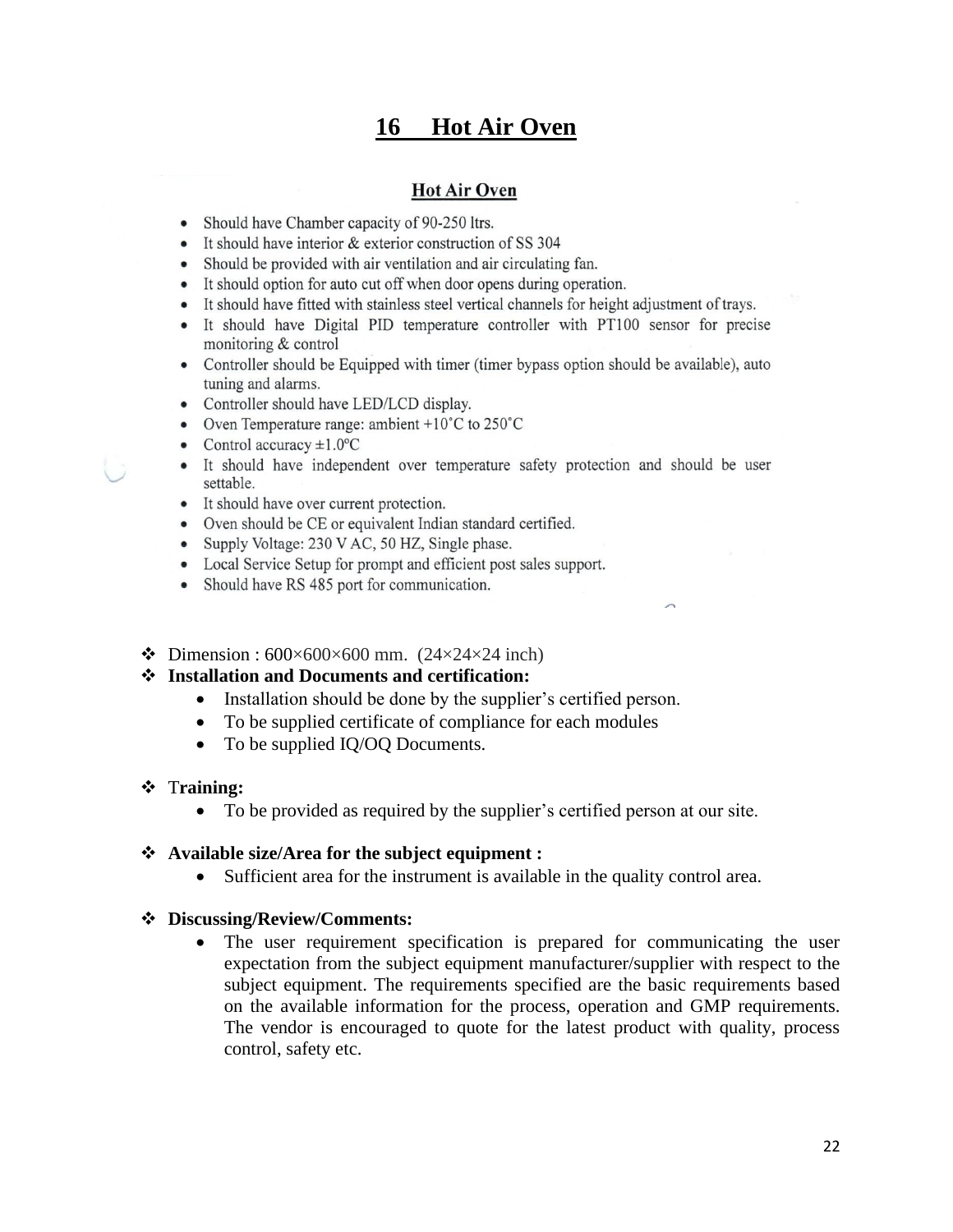# 16 Hot Air Oven

## Hot Air Oven

- Should have Chamber capacity of 90-250 ltrs.
- It should have interior & exterior construction of SS 304
- Should be provided with air ventilation and air circulating fan.
- It should option for auto cut off when door opens during operation.
- It should have fitted with stainless steel vertical channels for height adjustment of trays.
- It should have Digital PID temperature controller with PT100 sensor for precise monitoring & control
- Controller should be Equipped with timer (timer bypass option should be available), auto tuning and alarms.
- Controller should have LED/LCD display.
- Oven Temperature range: ambient +10˚C to 250˚C
- Control accuracy ±1.0ºC
- It should have independent over temperature safety protection and should be user settable.
- It should have over current protection.
- Oven should be CE or equivalent Indian standard certified.
- Supply Voltage: 230 V AC, 50 HZ, Single phase.
- Local Service Setup for prompt and efficient post sales support.
- Should have RS 485 port for communication.

❖ Dimension : 600×600×600 mm. (24×24×24 inch)

❖ **Installation and Documents and certification:**
- Installation should be done by the supplier's certified person.
- To be supplied certificate of compliance for each modules
- To be supplied IQ/OQ Documents.

❖ **Training:**
- To be provided as required by the supplier's certified person at our site.

❖ **Available size/Area for the subject equipment :**
- Sufficient area for the instrument is available in the quality control area.

❖ **Discussing/Review/Comments:**
- The user requirement specification is prepared for communicating the user expectation from the subject equipment manufacturer/supplier with respect to the subject equipment. The requirements specified are the basic requirements based on the available information for the process, operation and GMP requirements. The vendor is encouraged to quote for the latest product with quality, process control, safety etc.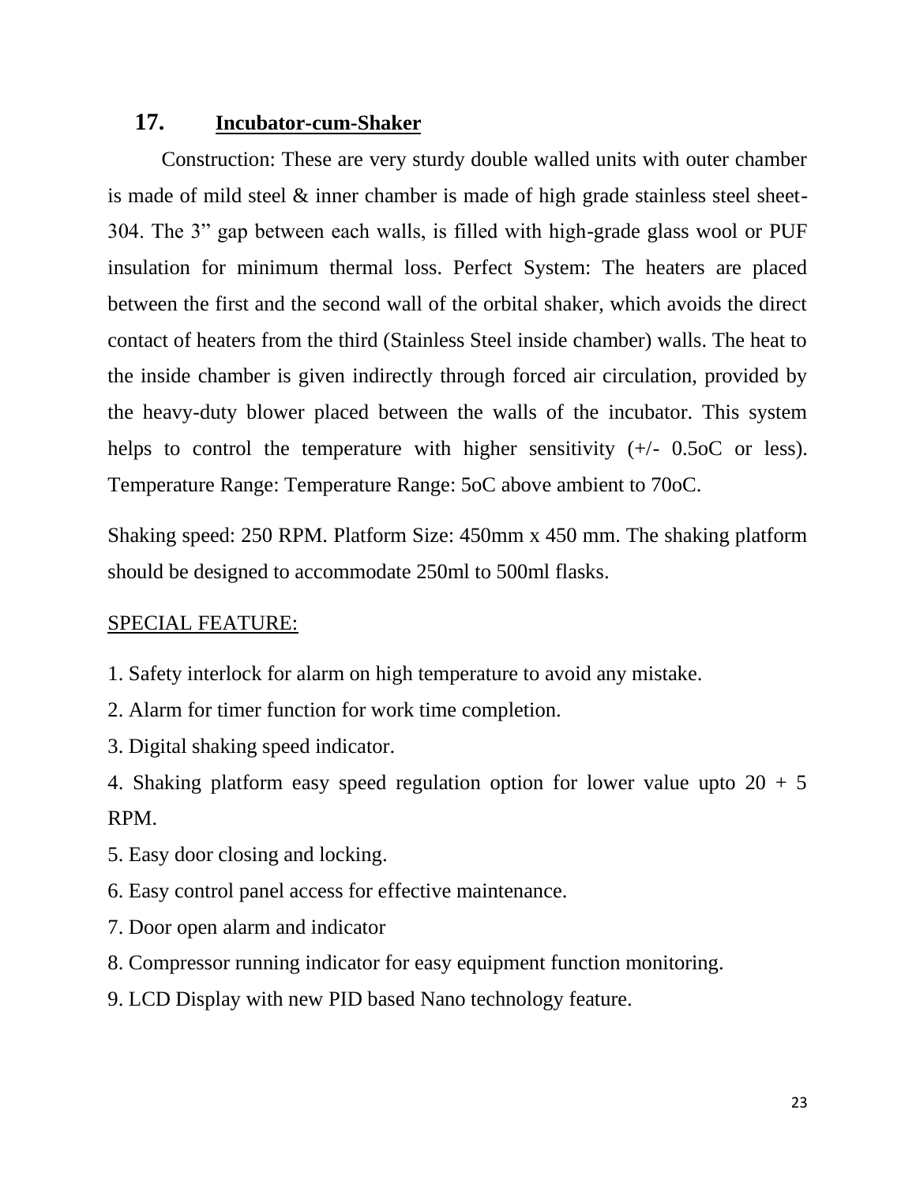## 17. Incubator-cum-Shaker

Construction: These are very sturdy double walled units with outer chamber is made of mild steel & inner chamber is made of high grade stainless steel sheet-304. The 3" gap between each walls, is filled with high-grade glass wool or PUF insulation for minimum thermal loss. Perfect System: The heaters are placed between the first and the second wall of the orbital shaker, which avoids the direct contact of heaters from the third (Stainless Steel inside chamber) walls. The heat to the inside chamber is given indirectly through forced air circulation, provided by the heavy-duty blower placed between the walls of the incubator. This system helps to control the temperature with higher sensitivity (+/- 0.5oC or less). Temperature Range: Temperature Range: 5oC above ambient to 70oC.

Shaking speed: 250 RPM. Platform Size: 450mm x 450 mm. The shaking platform should be designed to accommodate 250ml to 500ml flasks.

SPECIAL FEATURE:

1. Safety interlock for alarm on high temperature to avoid any mistake.
2. Alarm for timer function for work time completion.
3. Digital shaking speed indicator.
4. Shaking platform easy speed regulation option for lower value upto 20 + 5 RPM.
5. Easy door closing and locking.
6. Easy control panel access for effective maintenance.
7. Door open alarm and indicator
8. Compressor running indicator for easy equipment function monitoring.
9. LCD Display with new PID based Nano technology feature.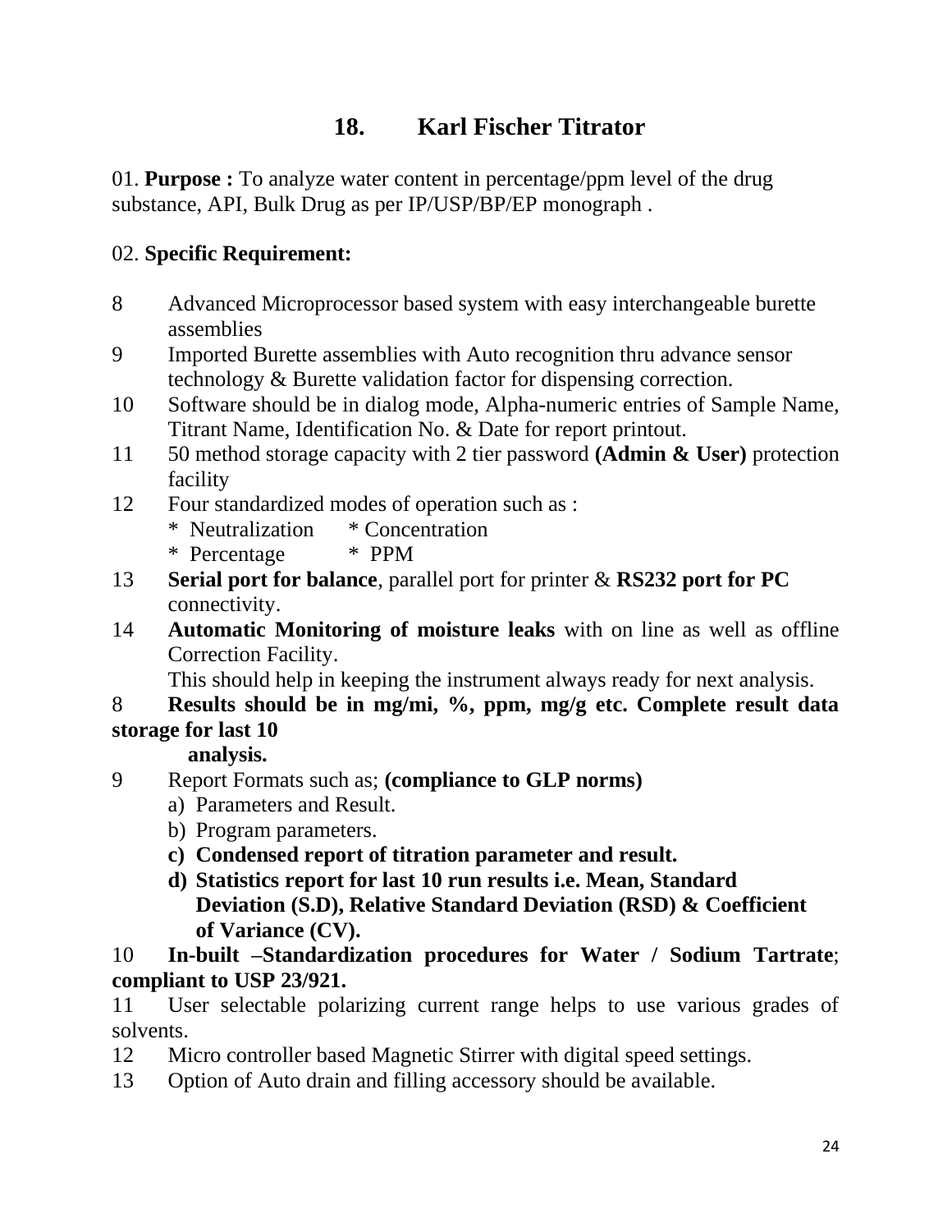## 18. Karl Fischer Titrator

01. **Purpose :** To analyze water content in percentage/ppm level of the drug substance, API, Bulk Drug as per IP/USP/BP/EP monograph .

02. **Specific Requirement:**

8 Advanced Microprocessor based system with easy interchangeable burette assemblies

9 Imported Burette assemblies with Auto recognition thru advance sensor technology & Burette validation factor for dispensing correction.

10 Software should be in dialog mode, Alpha-numeric entries of Sample Name, Titrant Name, Identification No. & Date for report printout.

11 50 method storage capacity with 2 tier password **(Admin & User)** protection facility

12 Four standardized modes of operation such as :
- * Neutralization * Concentration
- * Percentage * PPM

13 **Serial port for balance**, parallel port for printer & **RS232 port for PC** connectivity.

14 **Automatic Monitoring of moisture leaks** with on line as well as offline Correction Facility.
This should help in keeping the instrument always ready for next analysis.

8 **Results should be in mg/mi, %, ppm, mg/g etc. Complete result data storage for last 10 analysis.**

9 Report Formats such as; **(compliance to GLP norms)**

a) Parameters and Result.
b) Program parameters.
c) **Condensed report of titration parameter and result.**
d) **Statistics report for last 10 run results i.e. Mean, Standard Deviation (S.D), Relative Standard Deviation (RSD) & Coefficient of Variance (CV).**

10 **In-built –Standardization procedures for Water / Sodium Tartrate**; **compliant to USP 23/921.**

11 User selectable polarizing current range helps to use various grades of solvents.

12 Micro controller based Magnetic Stirrer with digital speed settings.

13 Option of Auto drain and filling accessory should be available.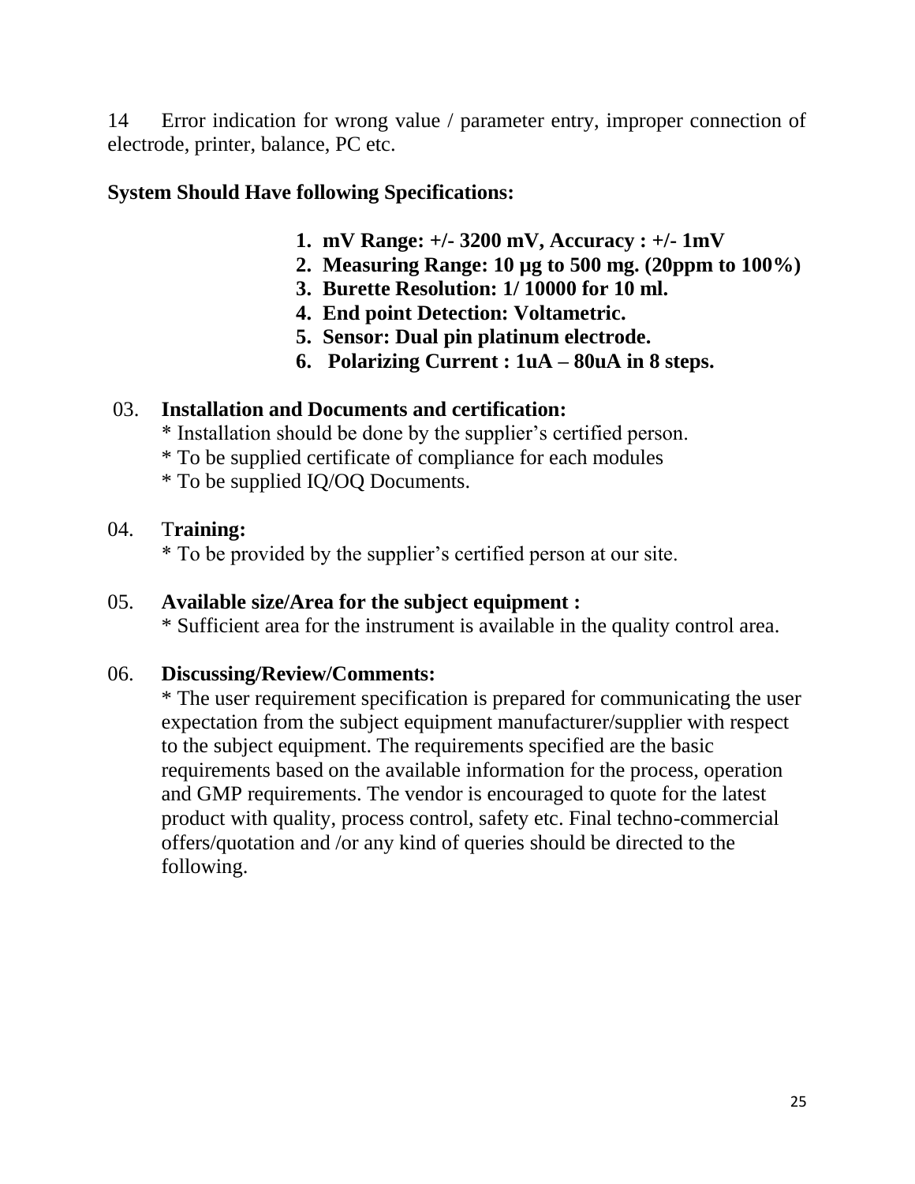14 Error indication for wrong value / parameter entry, improper connection of electrode, printer, balance, PC etc.

**System Should Have following Specifications:**

1. **mV Range: +/- 3200 mV, Accuracy : +/- 1mV**
2. **Measuring Range: 10 µg to 500 mg. (20ppm to 100%)**
3. **Burette Resolution: 1/ 10000 for 10 ml.**
4. **End point Detection: Voltametric.**
5. **Sensor: Dual pin platinum electrode.**
6. **Polarizing Current : 1uA – 80uA in 8 steps.**

03. **Installation and Documents and certification:**
 * Installation should be done by the supplier's certified person.
 * To be supplied certificate of compliance for each modules
 * To be supplied IQ/OQ Documents.

04. T**raining:**
 * To be provided by the supplier's certified person at our site.

05. **Available size/Area for the subject equipment :**
 * Sufficient area for the instrument is available in the quality control area.

06. **Discussing/Review/Comments:**
 * The user requirement specification is prepared for communicating the user expectation from the subject equipment manufacturer/supplier with respect to the subject equipment. The requirements specified are the basic requirements based on the available information for the process, operation and GMP requirements. The vendor is encouraged to quote for the latest product with quality, process control, safety etc. Final techno-commercial offers/quotation and /or any kind of queries should be directed to the following.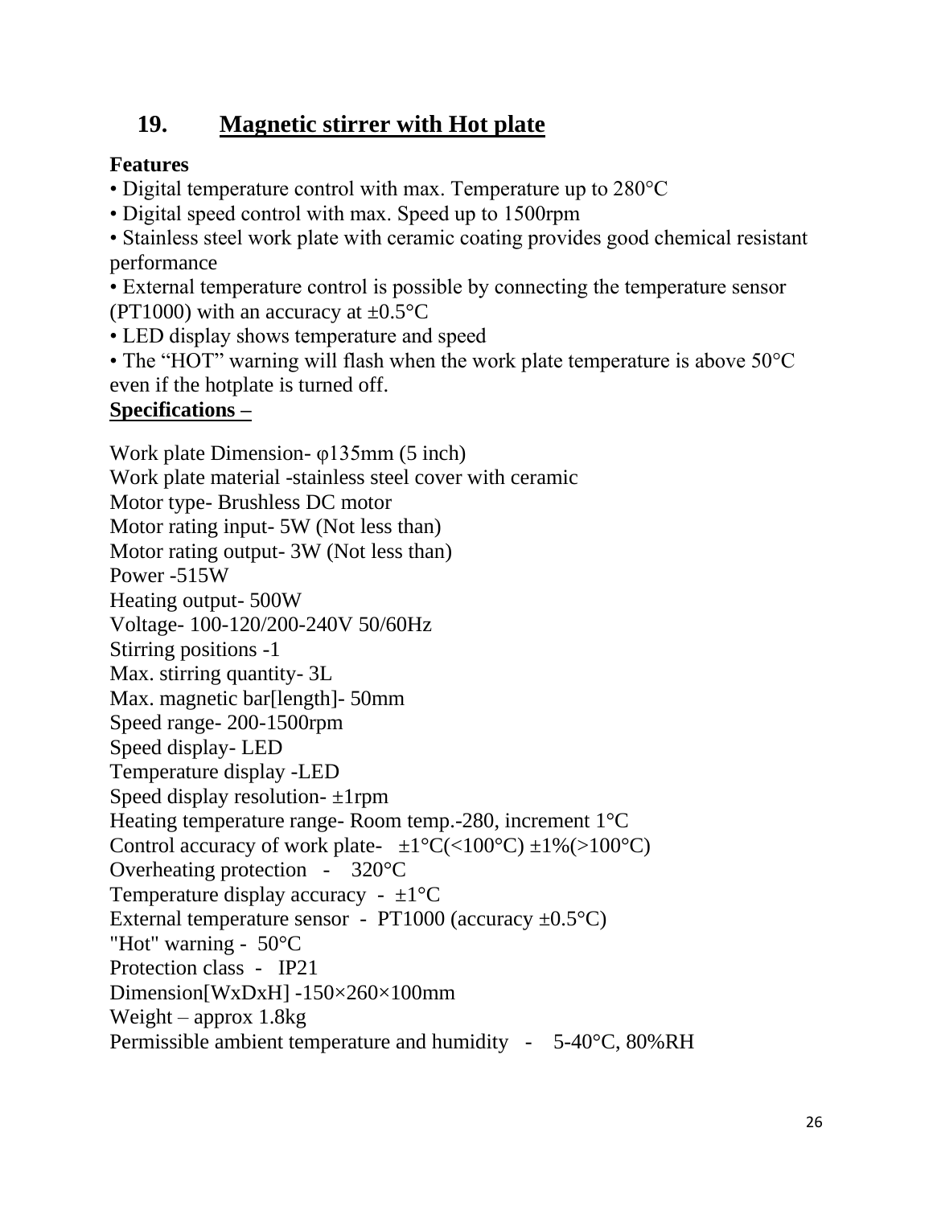## 19. Magnetic stirrer with Hot plate

**Features**

• Digital temperature control with max. Temperature up to 280°C
• Digital speed control with max. Speed up to 1500rpm
• Stainless steel work plate with ceramic coating provides good chemical resistant performance
• External temperature control is possible by connecting the temperature sensor (PT1000) with an accuracy at ±0.5°C
• LED display shows temperature and speed
• The "HOT" warning will flash when the work plate temperature is above 50°C even if the hotplate is turned off.

**Specifications –**

Work plate Dimension- φ135mm (5 inch)
Work plate material -stainless steel cover with ceramic
Motor type- Brushless DC motor
Motor rating input- 5W (Not less than)
Motor rating output- 3W (Not less than)
Power -515W
Heating output- 500W
Voltage- 100-120/200-240V 50/60Hz
Stirring positions -1
Max. stirring quantity- 3L
Max. magnetic bar[length]- 50mm
Speed range- 200-1500rpm
Speed display- LED
Temperature display -LED
Speed display resolution- ±1rpm
Heating temperature range- Room temp.-280, increment 1°C
Control accuracy of work plate- ±1°C(<100°C) ±1%(>100°C)
Overheating protection - 320°C
Temperature display accuracy - ±1°C
External temperature sensor - PT1000 (accuracy ±0.5°C)
"Hot" warning - 50°C
Protection class - IP21
Dimension[WxDxH] -150×260×100mm
Weight – approx 1.8kg
Permissible ambient temperature and humidity - 5-40°C, 80%RH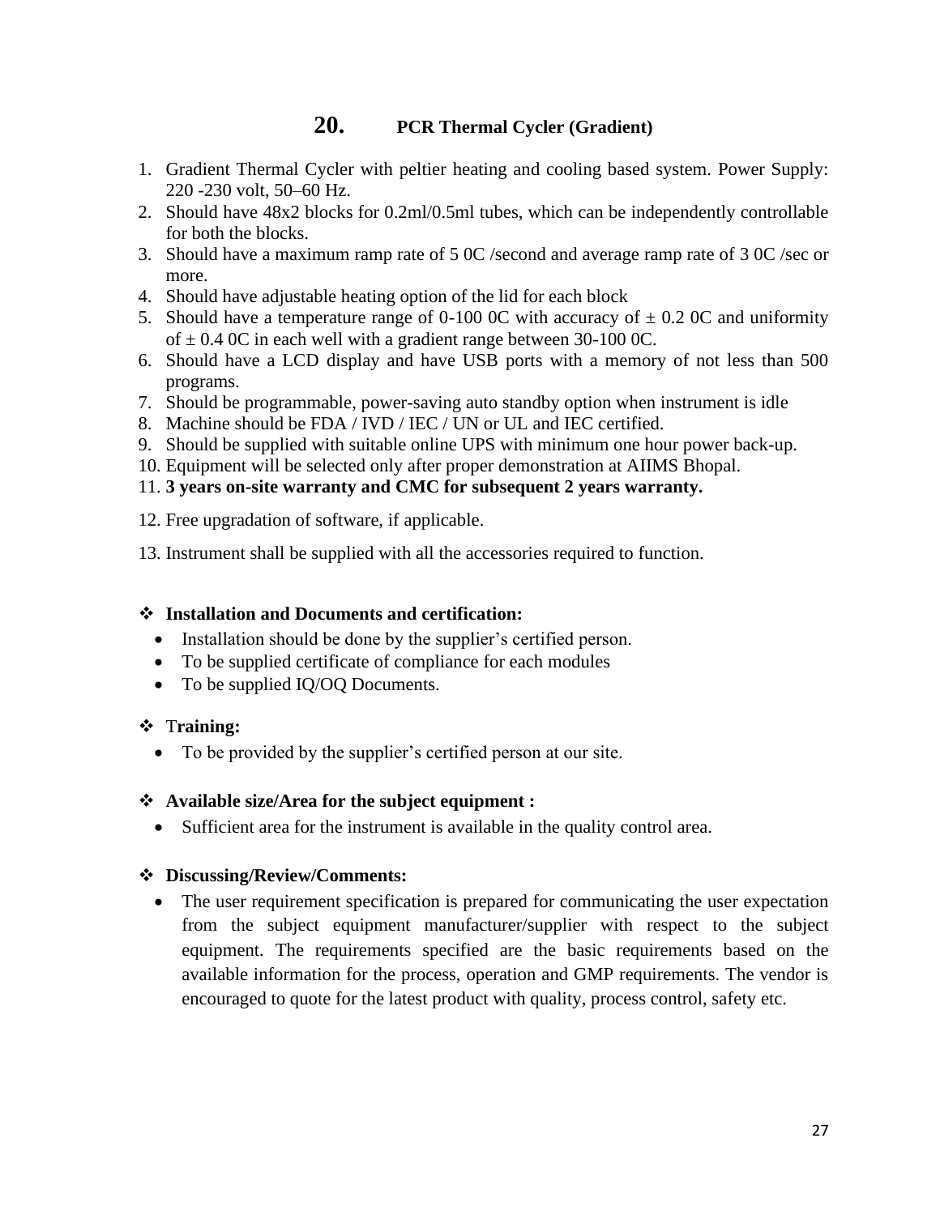## 20. PCR Thermal Cycler (Gradient)

1. Gradient Thermal Cycler with peltier heating and cooling based system. Power Supply: 220 -230 volt, 50–60 Hz.
2. Should have 48x2 blocks for 0.2ml/0.5ml tubes, which can be independently controllable for both the blocks.
3. Should have a maximum ramp rate of 5 0C /second and average ramp rate of 3 0C /sec or more.
4. Should have adjustable heating option of the lid for each block
5. Should have a temperature range of 0-100 0C with accuracy of ± 0.2 0C and uniformity of ± 0.4 0C in each well with a gradient range between 30-100 0C.
6. Should have a LCD display and have USB ports with a memory of not less than 500 programs.
7. Should be programmable, power-saving auto standby option when instrument is idle
8. Machine should be FDA / IVD / IEC / UN or UL and IEC certified.
9. Should be supplied with suitable online UPS with minimum one hour power back-up.
10. Equipment will be selected only after proper demonstration at AIIMS Bhopal.
11. **3 years on-site warranty and CMC for subsequent 2 years warranty.**
12. Free upgradation of software, if applicable.
13. Instrument shall be supplied with all the accessories required to function.

❖ **Installation and Documents and certification:**

- Installation should be done by the supplier's certified person.
- To be supplied certificate of compliance for each modules
- To be supplied IQ/OQ Documents.

❖ **Training:**

- To be provided by the supplier's certified person at our site.

❖ **Available size/Area for the subject equipment :**

- Sufficient area for the instrument is available in the quality control area.

❖ **Discussing/Review/Comments:**

- The user requirement specification is prepared for communicating the user expectation from the subject equipment manufacturer/supplier with respect to the subject equipment. The requirements specified are the basic requirements based on the available information for the process, operation and GMP requirements. The vendor is encouraged to quote for the latest product with quality, process control, safety etc.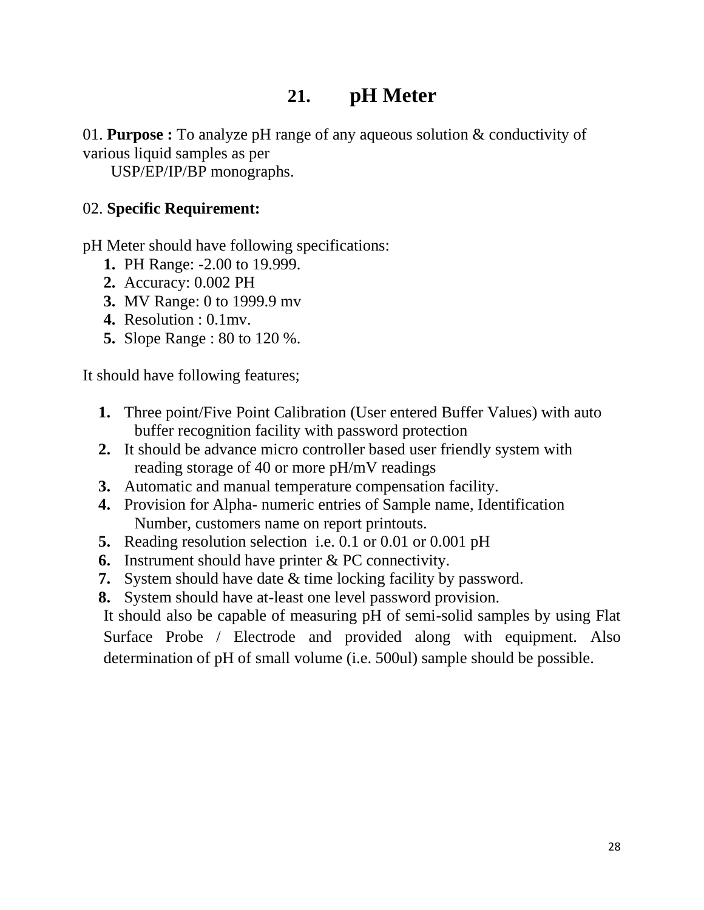# 21. pH Meter

01. **Purpose :** To analyze pH range of any aqueous solution & conductivity of various liquid samples as per USP/EP/IP/BP monographs.

02. **Specific Requirement:**

pH Meter should have following specifications:

1. PH Range: -2.00 to 19.999.
2. Accuracy: 0.002 PH
3. MV Range: 0 to 1999.9 mv
4. Resolution : 0.1mv.
5. Slope Range : 80 to 120 %.

It should have following features;

1. Three point/Five Point Calibration (User entered Buffer Values) with auto buffer recognition facility with password protection
2. It should be advance micro controller based user friendly system with reading storage of 40 or more pH/mV readings
3. Automatic and manual temperature compensation facility.
4. Provision for Alpha- numeric entries of Sample name, Identification Number, customers name on report printouts.
5. Reading resolution selection i.e. 0.1 or 0.01 or 0.001 pH
6. Instrument should have printer & PC connectivity.
7. System should have date & time locking facility by password.
8. System should have at-least one level password provision.

It should also be capable of measuring pH of semi-solid samples by using Flat Surface Probe / Electrode and provided along with equipment. Also determination of pH of small volume (i.e. 500ul) sample should be possible.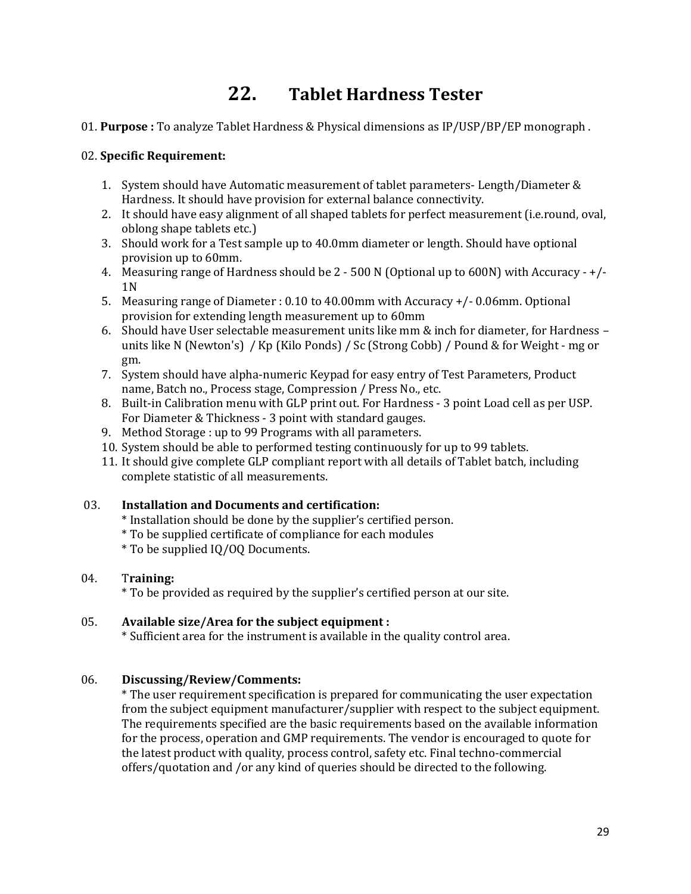# 22. Tablet Hardness Tester

01. **Purpose :** To analyze Tablet Hardness & Physical dimensions as IP/USP/BP/EP monograph .

02. **Specific Requirement:**

1. System should have Automatic measurement of tablet parameters- Length/Diameter & Hardness. It should have provision for external balance connectivity.
2. It should have easy alignment of all shaped tablets for perfect measurement (i.e.round, oval, oblong shape tablets etc.)
3. Should work for a Test sample up to 40.0mm diameter or length. Should have optional provision up to 60mm.
4. Measuring range of Hardness should be 2 - 500 N (Optional up to 600N) with Accuracy - +/- 1N
5. Measuring range of Diameter : 0.10 to 40.00mm with Accuracy +/- 0.06mm. Optional provision for extending length measurement up to 60mm
6. Should have User selectable measurement units like mm & inch for diameter, for Hardness – units like N (Newton's) / Kp (Kilo Ponds) / Sc (Strong Cobb) / Pound & for Weight - mg or gm.
7. System should have alpha-numeric Keypad for easy entry of Test Parameters, Product name, Batch no., Process stage, Compression / Press No., etc.
8. Built-in Calibration menu with GLP print out. For Hardness - 3 point Load cell as per USP. For Diameter & Thickness - 3 point with standard gauges.
9. Method Storage : up to 99 Programs with all parameters.
10. System should be able to performed testing continuously for up to 99 tablets.
11. It should give complete GLP compliant report with all details of Tablet batch, including complete statistic of all measurements.

03. **Installation and Documents and certification:**
* Installation should be done by the supplier's certified person.
* To be supplied certificate of compliance for each modules
* To be supplied IQ/OQ Documents.

04. T**raining:**
* To be provided as required by the supplier's certified person at our site.

05. **Available size/Area for the subject equipment :**
* Sufficient area for the instrument is available in the quality control area.

06. **Discussing/Review/Comments:**
* The user requirement specification is prepared for communicating the user expectation from the subject equipment manufacturer/supplier with respect to the subject equipment. The requirements specified are the basic requirements based on the available information for the process, operation and GMP requirements. The vendor is encouraged to quote for the latest product with quality, process control, safety etc. Final techno-commercial offers/quotation and /or any kind of queries should be directed to the following.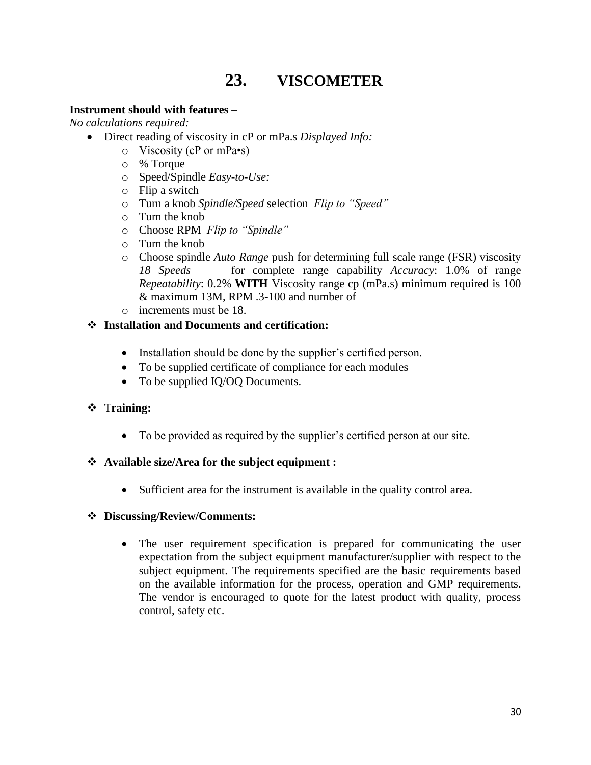# 23. VISCOMETER

**Instrument should with features –**

*No calculations required:*

- Direct reading of viscosity in cP or mPa.s *Displayed Info:*
    - Viscosity (cP or mPa•s)
    - % Torque
    - Speed/Spindle *Easy-to-Use:*
    - Flip a switch
    - Turn a knob *Spindle/Speed* selection *Flip to "Speed"*
    - Turn the knob
    - Choose RPM *Flip to "Spindle"*
    - Turn the knob
    - Choose spindle *Auto Range* push for determining full scale range (FSR) viscosity *18 Speeds* for complete range capability *Accuracy*: 1.0% of range *Repeatability*: 0.2% **WITH** Viscosity range cp (mPa.s) minimum required is 100 & maximum 13M, RPM .3-100 and number of
    - increments must be 18.

❖ **Installation and Documents and certification:**

- Installation should be done by the supplier's certified person.
- To be supplied certificate of compliance for each modules
- To be supplied IQ/OQ Documents.

❖ **Training:**

- To be provided as required by the supplier's certified person at our site.

❖ **Available size/Area for the subject equipment :**

- Sufficient area for the instrument is available in the quality control area.

❖ **Discussing/Review/Comments:**

- The user requirement specification is prepared for communicating the user expectation from the subject equipment manufacturer/supplier with respect to the subject equipment. The requirements specified are the basic requirements based on the available information for the process, operation and GMP requirements. The vendor is encouraged to quote for the latest product with quality, process control, safety etc.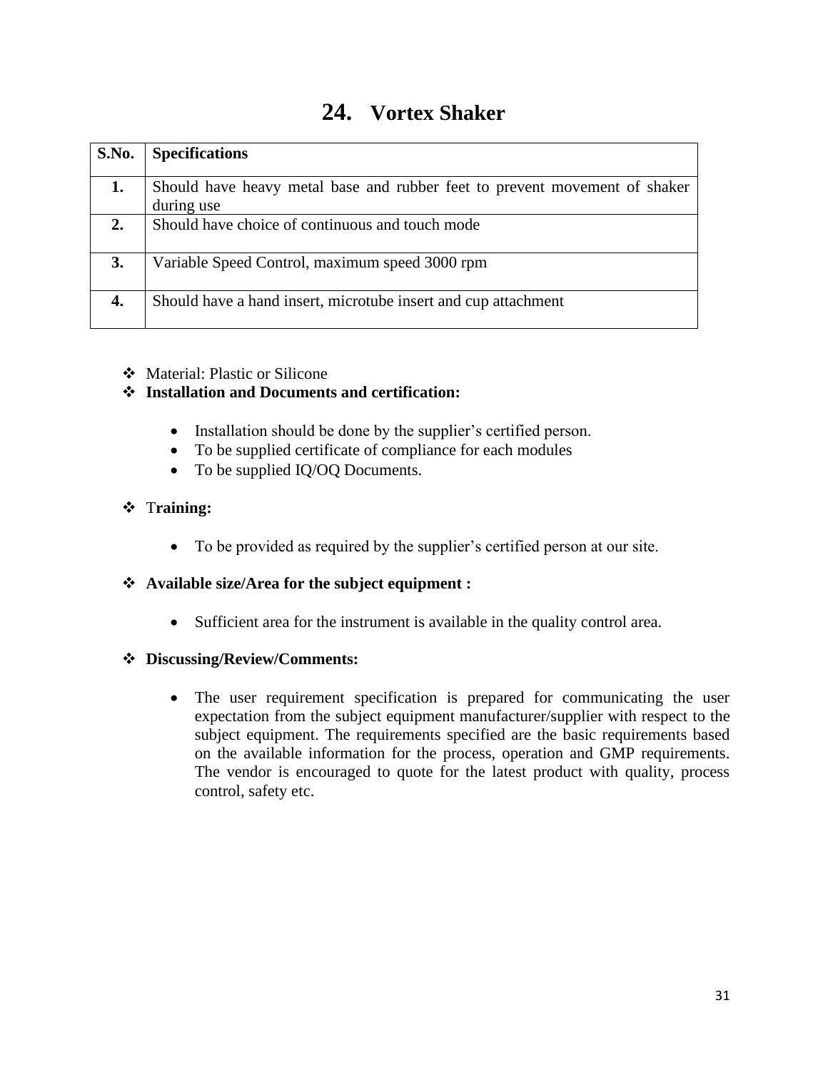# 24. Vortex Shaker

| S.No. | Specifications |
|---|---|
| 1. | Should have heavy metal base and rubber feet to prevent movement of shaker during use |
| 2. | Should have choice of continuous and touch mode |
| 3. | Variable Speed Control, maximum speed 3000 rpm |
| 4. | Should have a hand insert, microtube insert and cup attachment |

- Material: Plastic or Silicone
- **Installation and Documents and certification:**
  - Installation should be done by the supplier's certified person.
  - To be supplied certificate of compliance for each modules
  - To be supplied IQ/OQ Documents.
- **Training:**
  - To be provided as required by the supplier's certified person at our site.
- **Available size/Area for the subject equipment :**
  - Sufficient area for the instrument is available in the quality control area.
- **Discussing/Review/Comments:**
  - The user requirement specification is prepared for communicating the user expectation from the subject equipment manufacturer/supplier with respect to the subject equipment. The requirements specified are the basic requirements based on the available information for the process, operation and GMP requirements. The vendor is encouraged to quote for the latest product with quality, process control, safety etc.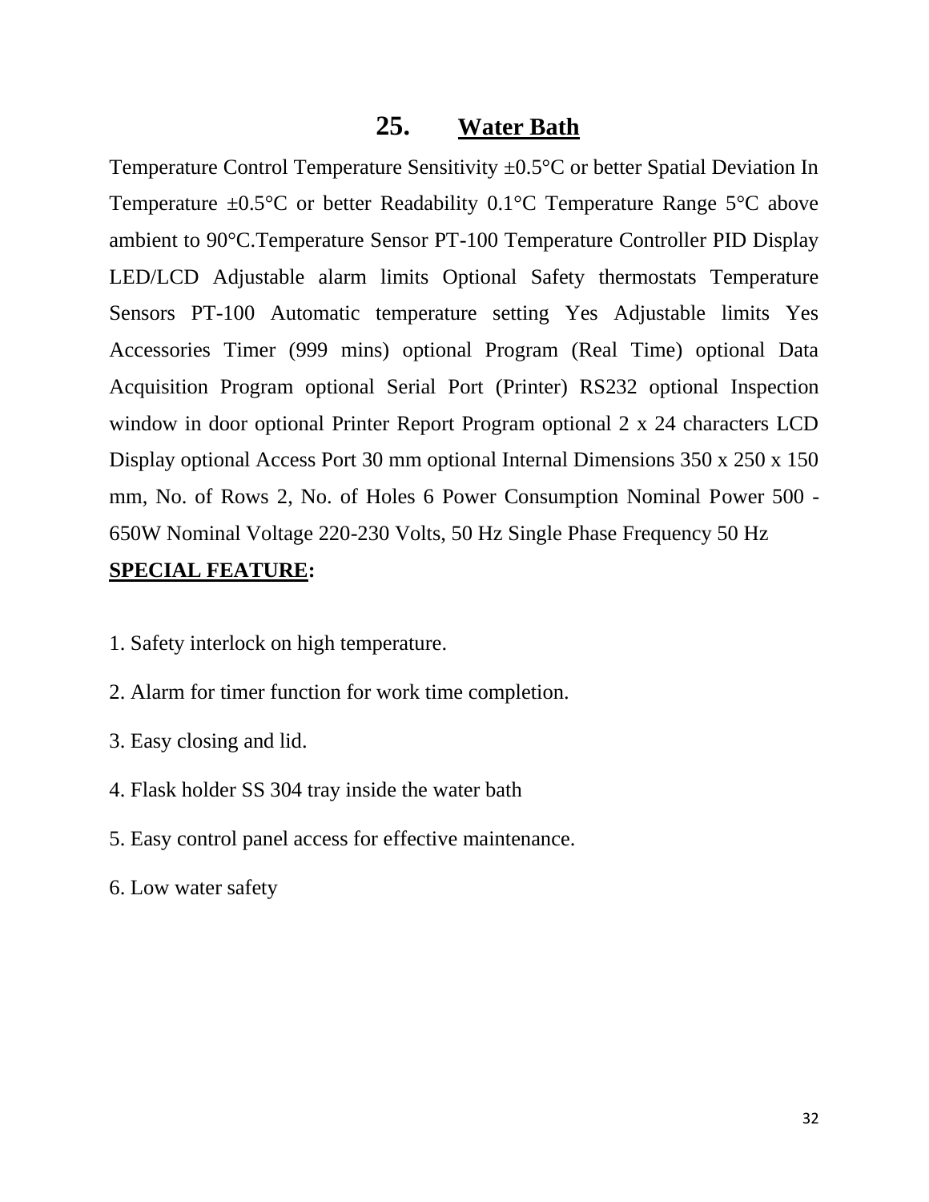## 25. Water Bath

Temperature Control Temperature Sensitivity ±0.5°C or better Spatial Deviation In Temperature ±0.5°C or better Readability 0.1°C Temperature Range 5°C above ambient to 90°C.Temperature Sensor PT-100 Temperature Controller PID Display LED/LCD Adjustable alarm limits Optional Safety thermostats Temperature Sensors PT-100 Automatic temperature setting Yes Adjustable limits Yes Accessories Timer (999 mins) optional Program (Real Time) optional Data Acquisition Program optional Serial Port (Printer) RS232 optional Inspection window in door optional Printer Report Program optional 2 x 24 characters LCD Display optional Access Port 30 mm optional Internal Dimensions 350 x 250 x 150 mm, No. of Rows 2, No. of Holes 6 Power Consumption Nominal Power 500 - 650W Nominal Voltage 220-230 Volts, 50 Hz Single Phase Frequency 50 Hz

**SPECIAL FEATURE:**

1. Safety interlock on high temperature.
2. Alarm for timer function for work time completion.
3. Easy closing and lid.
4. Flask holder SS 304 tray inside the water bath
5. Easy control panel access for effective maintenance.
6. Low water safety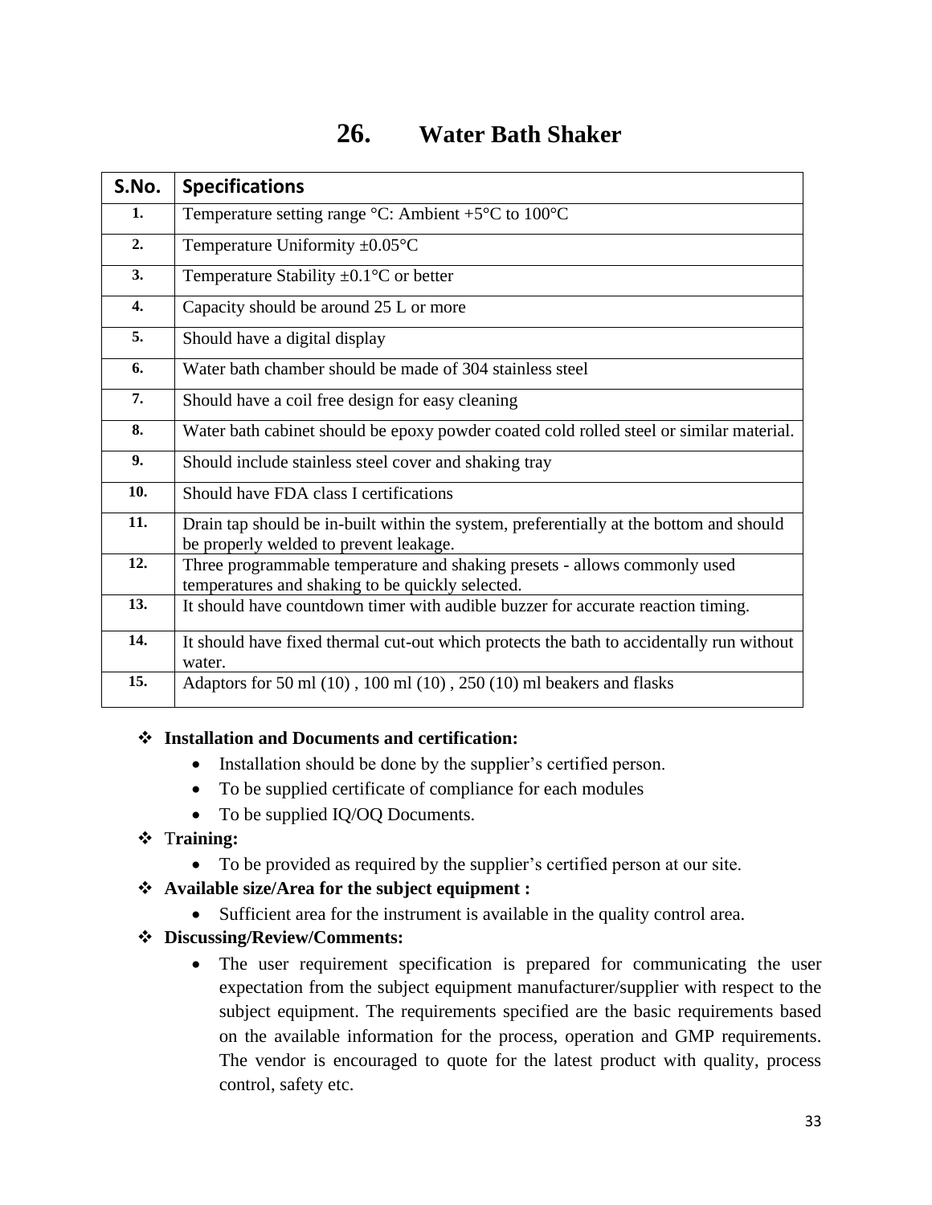# 26. Water Bath Shaker

| S.No. | Specifications |
|---|---|
| 1. | Temperature setting range °C: Ambient +5°C to 100°C |
| 2. | Temperature Uniformity ±0.05°C |
| 3. | Temperature Stability ±0.1°C or better |
| 4. | Capacity should be around 25 L or more |
| 5. | Should have a digital display |
| 6. | Water bath chamber should be made of 304 stainless steel |
| 7. | Should have a coil free design for easy cleaning |
| 8. | Water bath cabinet should be epoxy powder coated cold rolled steel or similar material. |
| 9. | Should include stainless steel cover and shaking tray |
| 10. | Should have FDA class I certifications |
| 11. | Drain tap should be in-built within the system, preferentially at the bottom and should be properly welded to prevent leakage. |
| 12. | Three programmable temperature and shaking presets - allows commonly used temperatures and shaking to be quickly selected. |
| 13. | It should have countdown timer with audible buzzer for accurate reaction timing. |
| 14. | It should have fixed thermal cut-out which protects the bath to accidentally run without water. |
| 15. | Adaptors for 50 ml (10) , 100 ml (10) , 250 (10) ml beakers and flasks |

- **Installation and Documents and certification:**
  - Installation should be done by the supplier's certified person.
  - To be supplied certificate of compliance for each modules
  - To be supplied IQ/OQ Documents.
- **Training:**
  - To be provided as required by the supplier's certified person at our site.
- **Available size/Area for the subject equipment :**
  - Sufficient area for the instrument is available in the quality control area.
- **Discussing/Review/Comments:**
  - The user requirement specification is prepared for communicating the user expectation from the subject equipment manufacturer/supplier with respect to the subject equipment. The requirements specified are the basic requirements based on the available information for the process, operation and GMP requirements. The vendor is encouraged to quote for the latest product with quality, process control, safety etc.